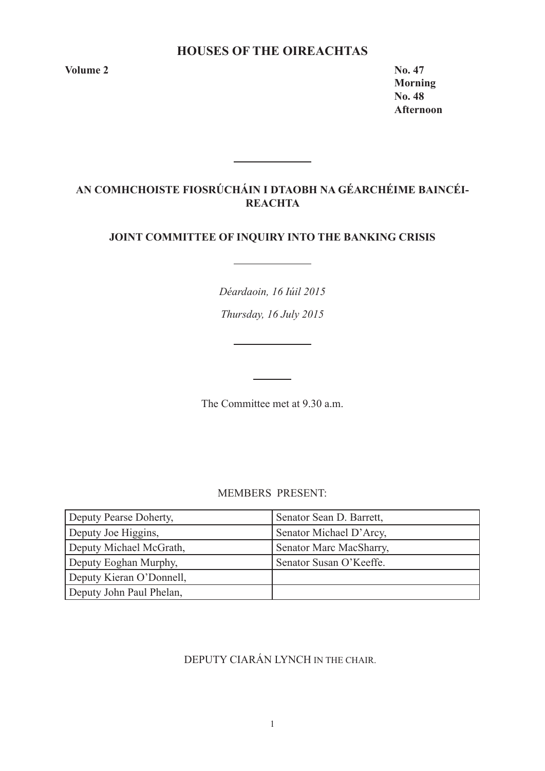# HOUSES OF THE OIREACHTAS

**Volume 2**

**No. 47**
**Morning**
**No. 48**
**Afternoon**

## AN COMHCHOISTE FIOSRÚCHÁIN I DTAOBH NA GÉARCHÉIME BAINCÉIREACHTA

## JOINT COMMITTEE OF INQUIRY INTO THE BANKING CRISIS

*Déardaoin, 16 Iúil 2015*

*Thursday, 16 July 2015*

The Committee met at 9.30 a.m.

MEMBERS PRESENT:

| | |
|---|---|
| Deputy Pearse Doherty, | Senator Sean D. Barrett, |
| Deputy Joe Higgins, | Senator Michael D'Arcy, |
| Deputy Michael McGrath, | Senator Marc MacSharry, |
| Deputy Eoghan Murphy, | Senator Susan O'Keeffe. |
| Deputy Kieran O'Donnell, | |
| Deputy John Paul Phelan, | |

DEPUTY CIARÁN LYNCH IN THE CHAIR.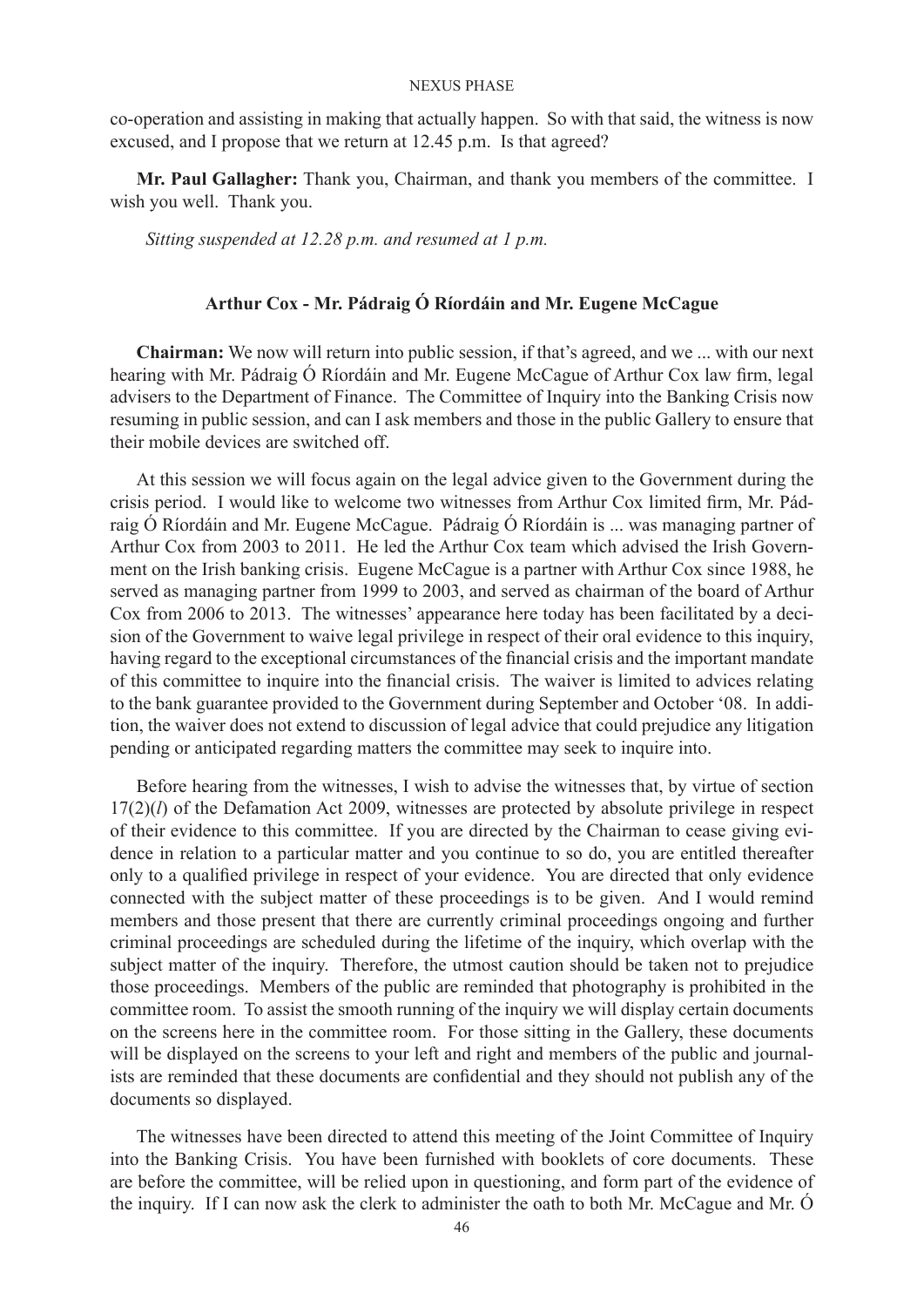co-operation and assisting in making that actually happen. So with that said, the witness is now excused, and I propose that we return at 12.45 p.m. Is that agreed?

**Mr. Paul Gallagher:** Thank you, Chairman, and thank you members of the committee. I wish you well. Thank you.

*Sitting suspended at 12.28 p.m. and resumed at 1 p.m.*

## Arthur Cox - Mr. Pádraig Ó Ríordáin and Mr. Eugene McCague

**Chairman:** We now will return into public session, if that's agreed, and we ... with our next hearing with Mr. Pádraig Ó Ríordáin and Mr. Eugene McCague of Arthur Cox law firm, legal advisers to the Department of Finance. The Committee of Inquiry into the Banking Crisis now resuming in public session, and can I ask members and those in the public Gallery to ensure that their mobile devices are switched off.

At this session we will focus again on the legal advice given to the Government during the crisis period. I would like to welcome two witnesses from Arthur Cox limited firm, Mr. Pádraig Ó Ríordáin and Mr. Eugene McCague. Pádraig Ó Ríordáin is ... was managing partner of Arthur Cox from 2003 to 2011. He led the Arthur Cox team which advised the Irish Government on the Irish banking crisis. Eugene McCague is a partner with Arthur Cox since 1988, he served as managing partner from 1999 to 2003, and served as chairman of the board of Arthur Cox from 2006 to 2013. The witnesses' appearance here today has been facilitated by a decision of the Government to waive legal privilege in respect of their oral evidence to this inquiry, having regard to the exceptional circumstances of the financial crisis and the important mandate of this committee to inquire into the financial crisis. The waiver is limited to advices relating to the bank guarantee provided to the Government during September and October '08. In addition, the waiver does not extend to discussion of legal advice that could prejudice any litigation pending or anticipated regarding matters the committee may seek to inquire into.

Before hearing from the witnesses, I wish to advise the witnesses that, by virtue of section 17(2)(*l*) of the Defamation Act 2009, witnesses are protected by absolute privilege in respect of their evidence to this committee. If you are directed by the Chairman to cease giving evidence in relation to a particular matter and you continue to so do, you are entitled thereafter only to a qualified privilege in respect of your evidence. You are directed that only evidence connected with the subject matter of these proceedings is to be given. And I would remind members and those present that there are currently criminal proceedings ongoing and further criminal proceedings are scheduled during the lifetime of the inquiry, which overlap with the subject matter of the inquiry. Therefore, the utmost caution should be taken not to prejudice those proceedings. Members of the public are reminded that photography is prohibited in the committee room. To assist the smooth running of the inquiry we will display certain documents on the screens here in the committee room. For those sitting in the Gallery, these documents will be displayed on the screens to your left and right and members of the public and journalists are reminded that these documents are confidential and they should not publish any of the documents so displayed.

The witnesses have been directed to attend this meeting of the Joint Committee of Inquiry into the Banking Crisis. You have been furnished with booklets of core documents. These are before the committee, will be relied upon in questioning, and form part of the evidence of the inquiry. If I can now ask the clerk to administer the oath to both Mr. McCague and Mr. Ó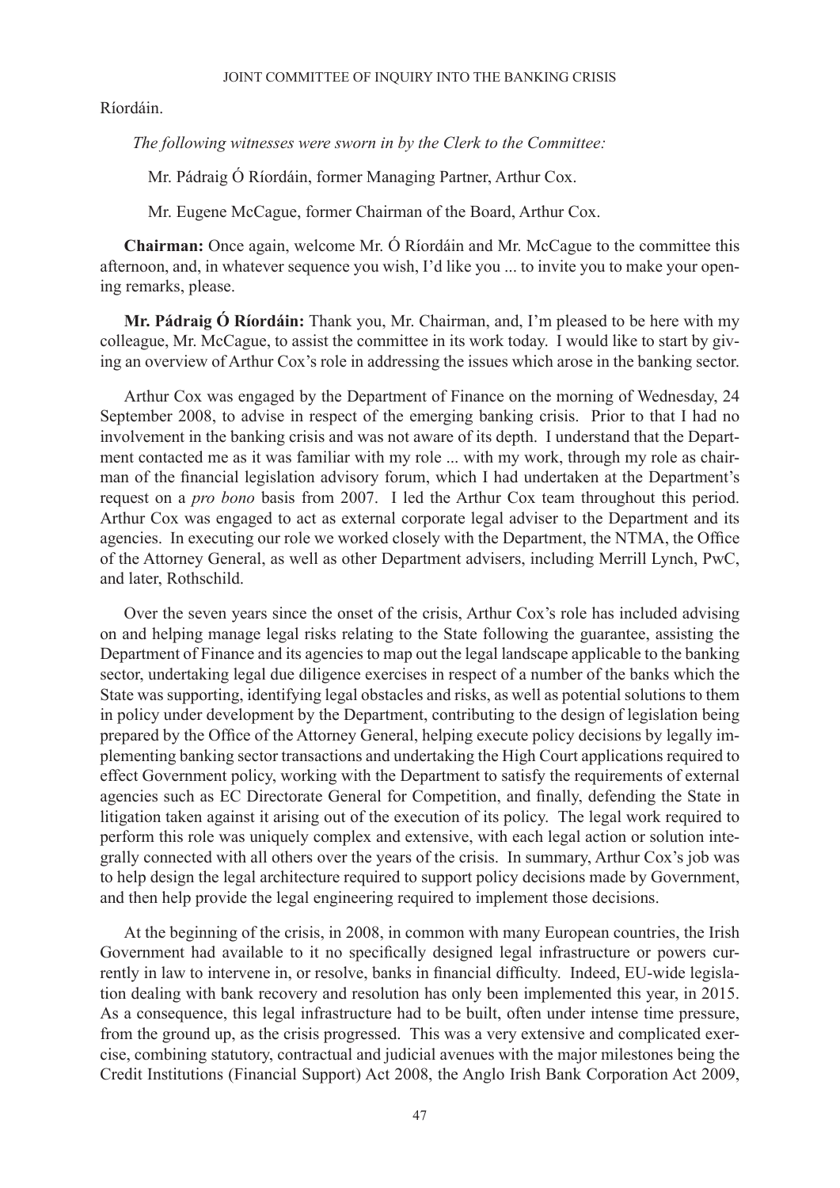Ríordáin.

*The following witnesses were sworn in by the Clerk to the Committee:*

Mr. Pádraig Ó Ríordáin, former Managing Partner, Arthur Cox.

Mr. Eugene McCague, former Chairman of the Board, Arthur Cox.

**Chairman:** Once again, welcome Mr. Ó Ríordáin and Mr. McCague to the committee this afternoon, and, in whatever sequence you wish, I'd like you ... to invite you to make your opening remarks, please.

**Mr. Pádraig Ó Ríordáin:** Thank you, Mr. Chairman, and, I'm pleased to be here with my colleague, Mr. McCague, to assist the committee in its work today. I would like to start by giving an overview of Arthur Cox's role in addressing the issues which arose in the banking sector.

Arthur Cox was engaged by the Department of Finance on the morning of Wednesday, 24 September 2008, to advise in respect of the emerging banking crisis. Prior to that I had no involvement in the banking crisis and was not aware of its depth. I understand that the Department contacted me as it was familiar with my role ... with my work, through my role as chairman of the financial legislation advisory forum, which I had undertaken at the Department's request on a *pro bono* basis from 2007. I led the Arthur Cox team throughout this period. Arthur Cox was engaged to act as external corporate legal adviser to the Department and its agencies. In executing our role we worked closely with the Department, the NTMA, the Office of the Attorney General, as well as other Department advisers, including Merrill Lynch, PwC, and later, Rothschild.

Over the seven years since the onset of the crisis, Arthur Cox's role has included advising on and helping manage legal risks relating to the State following the guarantee, assisting the Department of Finance and its agencies to map out the legal landscape applicable to the banking sector, undertaking legal due diligence exercises in respect of a number of the banks which the State was supporting, identifying legal obstacles and risks, as well as potential solutions to them in policy under development by the Department, contributing to the design of legislation being prepared by the Office of the Attorney General, helping execute policy decisions by legally implementing banking sector transactions and undertaking the High Court applications required to effect Government policy, working with the Department to satisfy the requirements of external agencies such as EC Directorate General for Competition, and finally, defending the State in litigation taken against it arising out of the execution of its policy. The legal work required to perform this role was uniquely complex and extensive, with each legal action or solution integrally connected with all others over the years of the crisis. In summary, Arthur Cox's job was to help design the legal architecture required to support policy decisions made by Government, and then help provide the legal engineering required to implement those decisions.

At the beginning of the crisis, in 2008, in common with many European countries, the Irish Government had available to it no specifically designed legal infrastructure or powers currently in law to intervene in, or resolve, banks in financial difficulty. Indeed, EU-wide legislation dealing with bank recovery and resolution has only been implemented this year, in 2015. As a consequence, this legal infrastructure had to be built, often under intense time pressure, from the ground up, as the crisis progressed. This was a very extensive and complicated exercise, combining statutory, contractual and judicial avenues with the major milestones being the Credit Institutions (Financial Support) Act 2008, the Anglo Irish Bank Corporation Act 2009,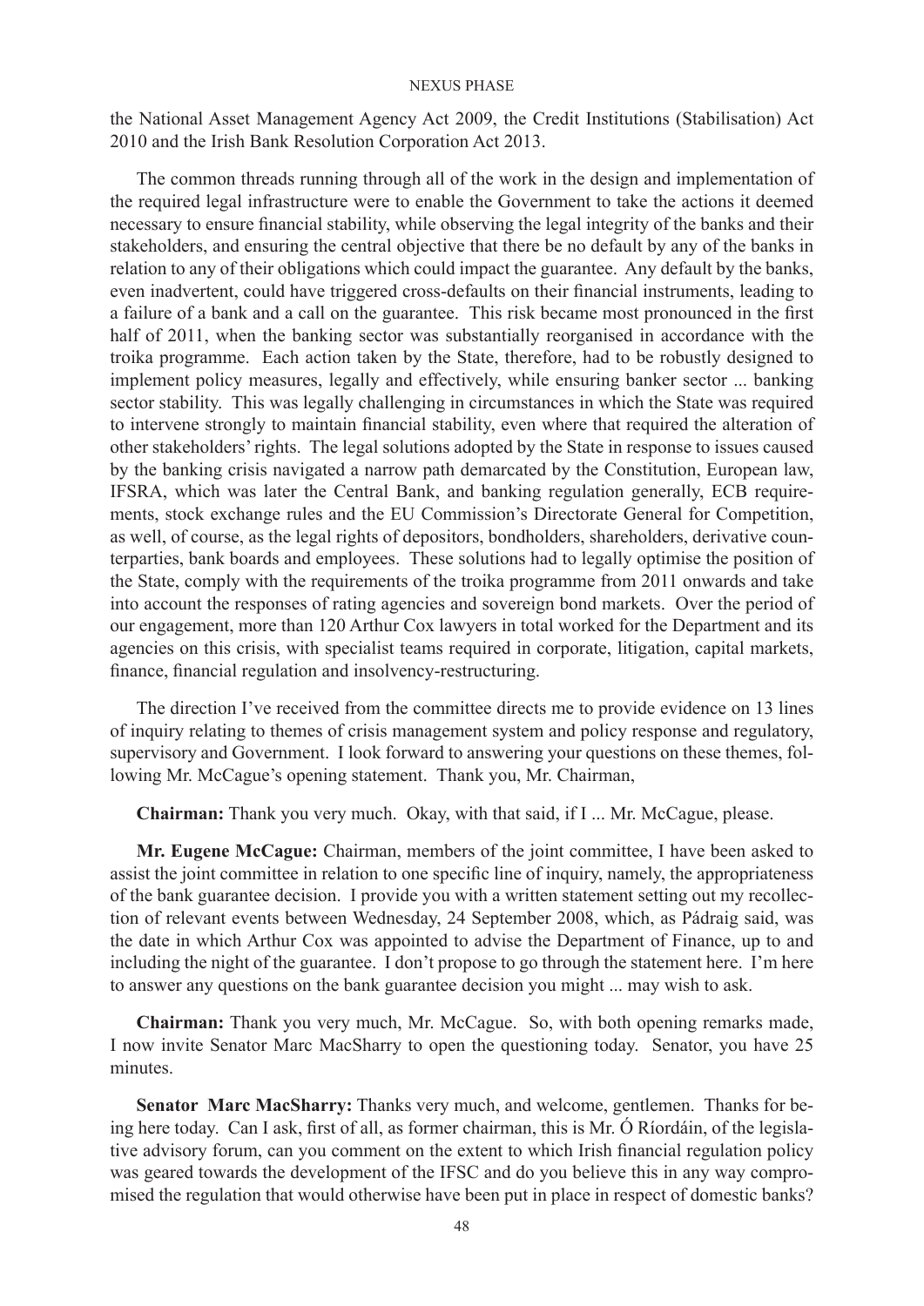the National Asset Management Agency Act 2009, the Credit Institutions (Stabilisation) Act 2010 and the Irish Bank Resolution Corporation Act 2013.

The common threads running through all of the work in the design and implementation of the required legal infrastructure were to enable the Government to take the actions it deemed necessary to ensure financial stability, while observing the legal integrity of the banks and their stakeholders, and ensuring the central objective that there be no default by any of the banks in relation to any of their obligations which could impact the guarantee. Any default by the banks, even inadvertent, could have triggered cross-defaults on their financial instruments, leading to a failure of a bank and a call on the guarantee. This risk became most pronounced in the first half of 2011, when the banking sector was substantially reorganised in accordance with the troika programme. Each action taken by the State, therefore, had to be robustly designed to implement policy measures, legally and effectively, while ensuring banker sector ... banking sector stability. This was legally challenging in circumstances in which the State was required to intervene strongly to maintain financial stability, even where that required the alteration of other stakeholders' rights. The legal solutions adopted by the State in response to issues caused by the banking crisis navigated a narrow path demarcated by the Constitution, European law, IFSRA, which was later the Central Bank, and banking regulation generally, ECB requirements, stock exchange rules and the EU Commission's Directorate General for Competition, as well, of course, as the legal rights of depositors, bondholders, shareholders, derivative counterparties, bank boards and employees. These solutions had to legally optimise the position of the State, comply with the requirements of the troika programme from 2011 onwards and take into account the responses of rating agencies and sovereign bond markets. Over the period of our engagement, more than 120 Arthur Cox lawyers in total worked for the Department and its agencies on this crisis, with specialist teams required in corporate, litigation, capital markets, finance, financial regulation and insolvency-restructuring.

The direction I've received from the committee directs me to provide evidence on 13 lines of inquiry relating to themes of crisis management system and policy response and regulatory, supervisory and Government. I look forward to answering your questions on these themes, following Mr. McCague's opening statement. Thank you, Mr. Chairman,

**Chairman:** Thank you very much. Okay, with that said, if I ... Mr. McCague, please.

**Mr. Eugene McCague:** Chairman, members of the joint committee, I have been asked to assist the joint committee in relation to one specific line of inquiry, namely, the appropriateness of the bank guarantee decision. I provide you with a written statement setting out my recollection of relevant events between Wednesday, 24 September 2008, which, as Pádraig said, was the date in which Arthur Cox was appointed to advise the Department of Finance, up to and including the night of the guarantee. I don't propose to go through the statement here. I'm here to answer any questions on the bank guarantee decision you might ... may wish to ask.

**Chairman:** Thank you very much, Mr. McCague. So, with both opening remarks made, I now invite Senator Marc MacSharry to open the questioning today. Senator, you have 25 minutes.

**Senator Marc MacSharry:** Thanks very much, and welcome, gentlemen. Thanks for being here today. Can I ask, first of all, as former chairman, this is Mr. Ó Ríordáin, of the legislative advisory forum, can you comment on the extent to which Irish financial regulation policy was geared towards the development of the IFSC and do you believe this in any way compromised the regulation that would otherwise have been put in place in respect of domestic banks?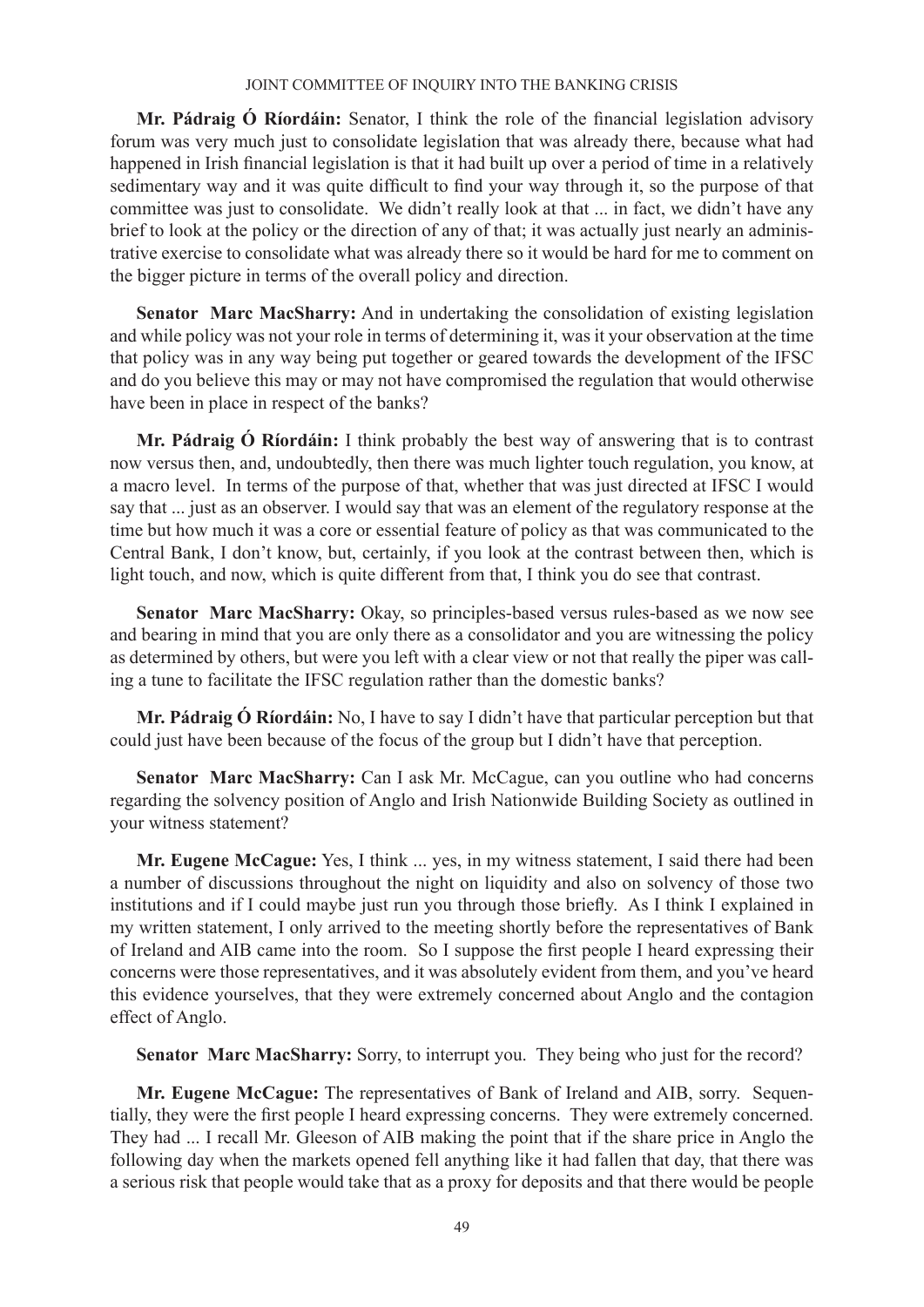**Mr. Pádraig Ó Ríordáin:** Senator, I think the role of the financial legislation advisory forum was very much just to consolidate legislation that was already there, because what had happened in Irish financial legislation is that it had built up over a period of time in a relatively sedimentary way and it was quite difficult to find your way through it, so the purpose of that committee was just to consolidate. We didn't really look at that ... in fact, we didn't have any brief to look at the policy or the direction of any of that; it was actually just nearly an administrative exercise to consolidate what was already there so it would be hard for me to comment on the bigger picture in terms of the overall policy and direction.

**Senator Marc MacSharry:** And in undertaking the consolidation of existing legislation and while policy was not your role in terms of determining it, was it your observation at the time that policy was in any way being put together or geared towards the development of the IFSC and do you believe this may or may not have compromised the regulation that would otherwise have been in place in respect of the banks?

**Mr. Pádraig Ó Ríordáin:** I think probably the best way of answering that is to contrast now versus then, and, undoubtedly, then there was much lighter touch regulation, you know, at a macro level. In terms of the purpose of that, whether that was just directed at IFSC I would say that ... just as an observer. I would say that was an element of the regulatory response at the time but how much it was a core or essential feature of policy as that was communicated to the Central Bank, I don't know, but, certainly, if you look at the contrast between then, which is light touch, and now, which is quite different from that, I think you do see that contrast.

**Senator Marc MacSharry:** Okay, so principles-based versus rules-based as we now see and bearing in mind that you are only there as a consolidator and you are witnessing the policy as determined by others, but were you left with a clear view or not that really the piper was calling a tune to facilitate the IFSC regulation rather than the domestic banks?

**Mr. Pádraig Ó Ríordáin:** No, I have to say I didn't have that particular perception but that could just have been because of the focus of the group but I didn't have that perception.

**Senator Marc MacSharry:** Can I ask Mr. McCague, can you outline who had concerns regarding the solvency position of Anglo and Irish Nationwide Building Society as outlined in your witness statement?

**Mr. Eugene McCague:** Yes, I think ... yes, in my witness statement, I said there had been a number of discussions throughout the night on liquidity and also on solvency of those two institutions and if I could maybe just run you through those briefly. As I think I explained in my written statement, I only arrived to the meeting shortly before the representatives of Bank of Ireland and AIB came into the room. So I suppose the first people I heard expressing their concerns were those representatives, and it was absolutely evident from them, and you've heard this evidence yourselves, that they were extremely concerned about Anglo and the contagion effect of Anglo.

**Senator Marc MacSharry:** Sorry, to interrupt you. They being who just for the record?

**Mr. Eugene McCague:** The representatives of Bank of Ireland and AIB, sorry. Sequentially, they were the first people I heard expressing concerns. They were extremely concerned. They had ... I recall Mr. Gleeson of AIB making the point that if the share price in Anglo the following day when the markets opened fell anything like it had fallen that day, that there was a serious risk that people would take that as a proxy for deposits and that there would be people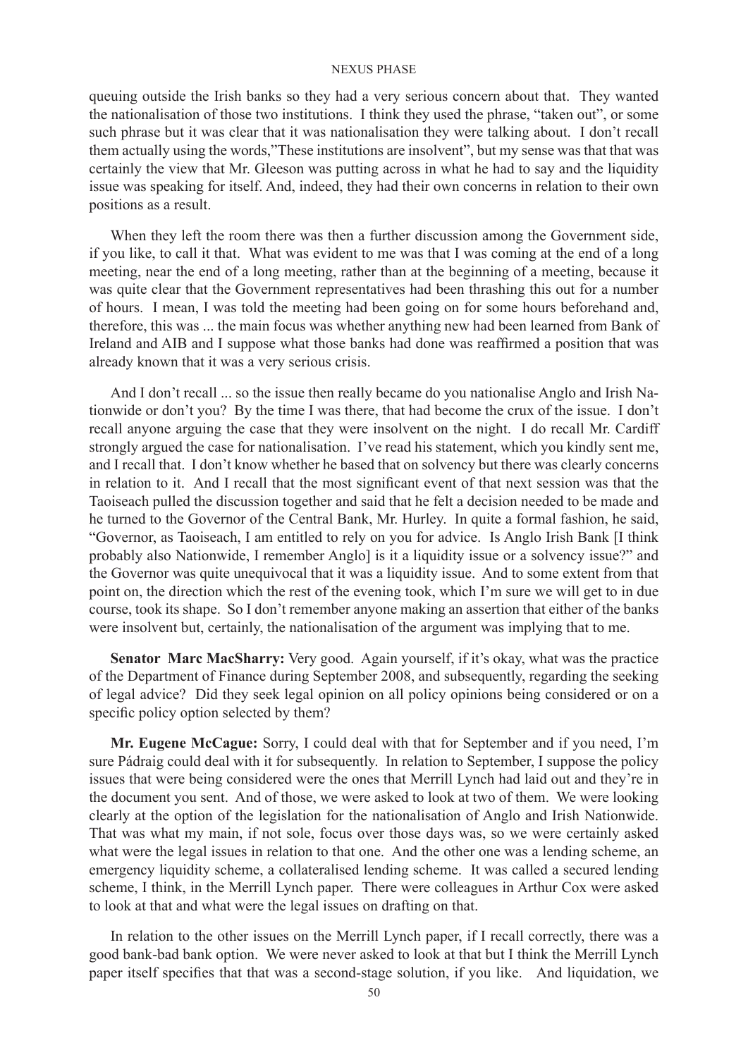queuing outside the Irish banks so they had a very serious concern about that. They wanted the nationalisation of those two institutions. I think they used the phrase, "taken out", or some such phrase but it was clear that it was nationalisation they were talking about. I don't recall them actually using the words,"These institutions are insolvent", but my sense was that that was certainly the view that Mr. Gleeson was putting across in what he had to say and the liquidity issue was speaking for itself. And, indeed, they had their own concerns in relation to their own positions as a result.

When they left the room there was then a further discussion among the Government side, if you like, to call it that. What was evident to me was that I was coming at the end of a long meeting, near the end of a long meeting, rather than at the beginning of a meeting, because it was quite clear that the Government representatives had been thrashing this out for a number of hours. I mean, I was told the meeting had been going on for some hours beforehand and, therefore, this was ... the main focus was whether anything new had been learned from Bank of Ireland and AIB and I suppose what those banks had done was reaffirmed a position that was already known that it was a very serious crisis.

And I don't recall ... so the issue then really became do you nationalise Anglo and Irish Nationwide or don't you? By the time I was there, that had become the crux of the issue. I don't recall anyone arguing the case that they were insolvent on the night. I do recall Mr. Cardiff strongly argued the case for nationalisation. I've read his statement, which you kindly sent me, and I recall that. I don't know whether he based that on solvency but there was clearly concerns in relation to it. And I recall that the most significant event of that next session was that the Taoiseach pulled the discussion together and said that he felt a decision needed to be made and he turned to the Governor of the Central Bank, Mr. Hurley. In quite a formal fashion, he said, "Governor, as Taoiseach, I am entitled to rely on you for advice. Is Anglo Irish Bank [I think probably also Nationwide, I remember Anglo] is it a liquidity issue or a solvency issue?" and the Governor was quite unequivocal that it was a liquidity issue. And to some extent from that point on, the direction which the rest of the evening took, which I'm sure we will get to in due course, took its shape. So I don't remember anyone making an assertion that either of the banks were insolvent but, certainly, the nationalisation of the argument was implying that to me.

**Senator Marc MacSharry:** Very good. Again yourself, if it's okay, what was the practice of the Department of Finance during September 2008, and subsequently, regarding the seeking of legal advice? Did they seek legal opinion on all policy opinions being considered or on a specific policy option selected by them?

**Mr. Eugene McCague:** Sorry, I could deal with that for September and if you need, I'm sure Pádraig could deal with it for subsequently. In relation to September, I suppose the policy issues that were being considered were the ones that Merrill Lynch had laid out and they're in the document you sent. And of those, we were asked to look at two of them. We were looking clearly at the option of the legislation for the nationalisation of Anglo and Irish Nationwide. That was what my main, if not sole, focus over those days was, so we were certainly asked what were the legal issues in relation to that one. And the other one was a lending scheme, an emergency liquidity scheme, a collateralised lending scheme. It was called a secured lending scheme, I think, in the Merrill Lynch paper. There were colleagues in Arthur Cox were asked to look at that and what were the legal issues on drafting on that.

In relation to the other issues on the Merrill Lynch paper, if I recall correctly, there was a good bank-bad bank option. We were never asked to look at that but I think the Merrill Lynch paper itself specifies that that was a second-stage solution, if you like. And liquidation, we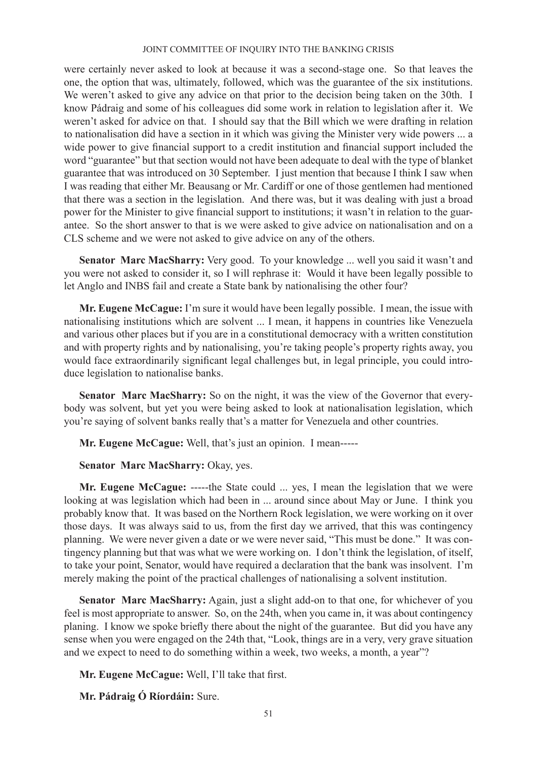were certainly never asked to look at because it was a second-stage one. So that leaves the one, the option that was, ultimately, followed, which was the guarantee of the six institutions. We weren't asked to give any advice on that prior to the decision being taken on the 30th. I know Pádraig and some of his colleagues did some work in relation to legislation after it. We weren't asked for advice on that. I should say that the Bill which we were drafting in relation to nationalisation did have a section in it which was giving the Minister very wide powers ... a wide power to give financial support to a credit institution and financial support included the word "guarantee" but that section would not have been adequate to deal with the type of blanket guarantee that was introduced on 30 September. I just mention that because I think I saw when I was reading that either Mr. Beausang or Mr. Cardiff or one of those gentlemen had mentioned that there was a section in the legislation. And there was, but it was dealing with just a broad power for the Minister to give financial support to institutions; it wasn't in relation to the guarantee. So the short answer to that is we were asked to give advice on nationalisation and on a CLS scheme and we were not asked to give advice on any of the others.

**Senator Marc MacSharry:** Very good. To your knowledge ... well you said it wasn't and you were not asked to consider it, so I will rephrase it: Would it have been legally possible to let Anglo and INBS fail and create a State bank by nationalising the other four?

**Mr. Eugene McCague:** I'm sure it would have been legally possible. I mean, the issue with nationalising institutions which are solvent ... I mean, it happens in countries like Venezuela and various other places but if you are in a constitutional democracy with a written constitution and with property rights and by nationalising, you're taking people's property rights away, you would face extraordinarily significant legal challenges but, in legal principle, you could introduce legislation to nationalise banks.

**Senator Marc MacSharry:** So on the night, it was the view of the Governor that everybody was solvent, but yet you were being asked to look at nationalisation legislation, which you're saying of solvent banks really that's a matter for Venezuela and other countries.

**Mr. Eugene McCague:** Well, that's just an opinion. I mean-----

**Senator Marc MacSharry:** Okay, yes.

**Mr. Eugene McCague:** -----the State could ... yes, I mean the legislation that we were looking at was legislation which had been in ... around since about May or June. I think you probably know that. It was based on the Northern Rock legislation, we were working on it over those days. It was always said to us, from the first day we arrived, that this was contingency planning. We were never given a date or we were never said, "This must be done." It was contingency planning but that was what we were working on. I don't think the legislation, of itself, to take your point, Senator, would have required a declaration that the bank was insolvent. I'm merely making the point of the practical challenges of nationalising a solvent institution.

**Senator Marc MacSharry:** Again, just a slight add-on to that one, for whichever of you feel is most appropriate to answer. So, on the 24th, when you came in, it was about contingency planing. I know we spoke briefly there about the night of the guarantee. But did you have any sense when you were engaged on the 24th that, "Look, things are in a very, very grave situation and we expect to need to do something within a week, two weeks, a month, a year"?

**Mr. Eugene McCague:** Well, I'll take that first.

**Mr. Pádraig Ó Ríordáin:** Sure.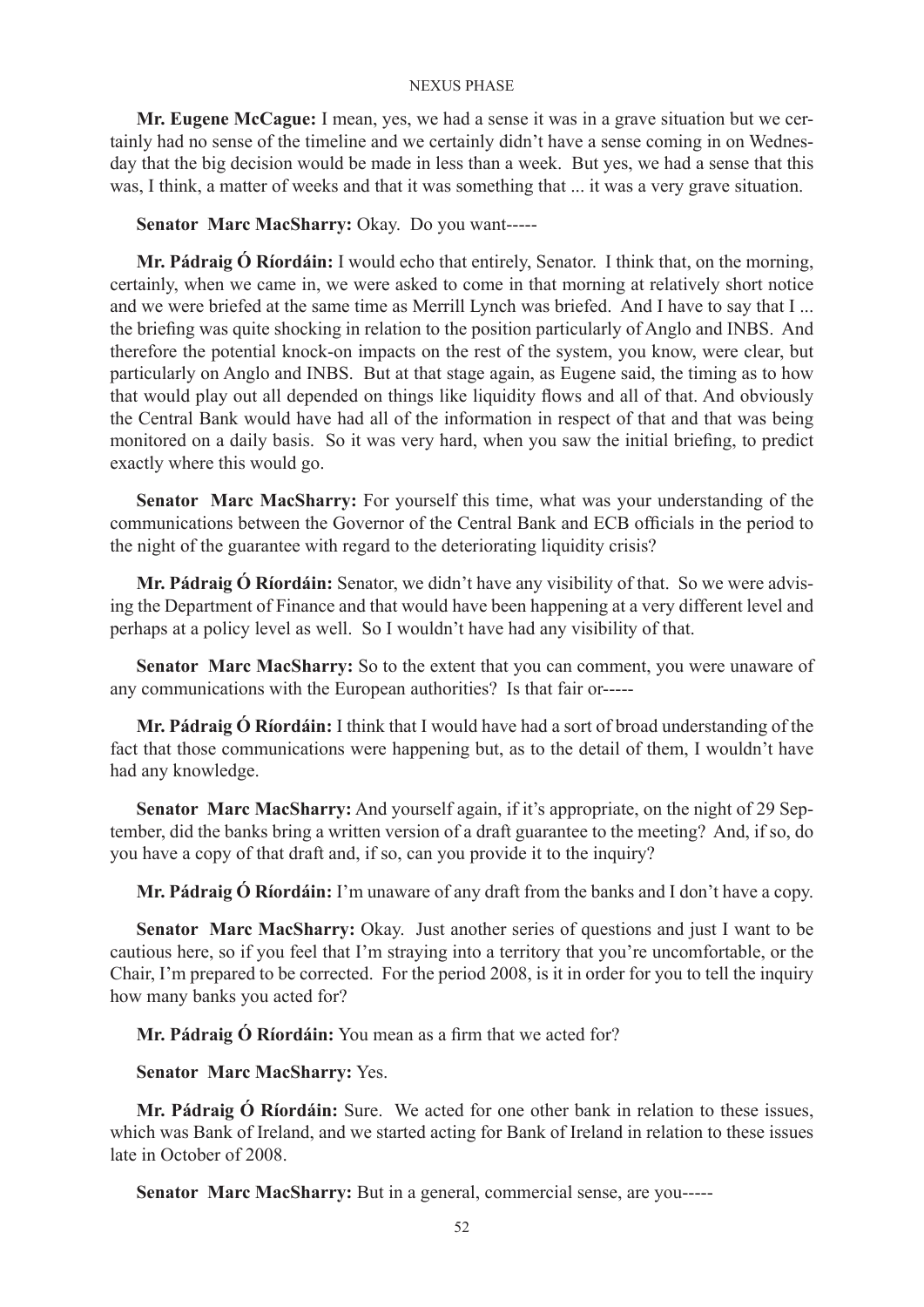**Mr. Eugene McCague:** I mean, yes, we had a sense it was in a grave situation but we certainly had no sense of the timeline and we certainly didn't have a sense coming in on Wednesday that the big decision would be made in less than a week. But yes, we had a sense that this was, I think, a matter of weeks and that it was something that ... it was a very grave situation.

**Senator Marc MacSharry:** Okay. Do you want-----

**Mr. Pádraig Ó Ríordáin:** I would echo that entirely, Senator. I think that, on the morning, certainly, when we came in, we were asked to come in that morning at relatively short notice and we were briefed at the same time as Merrill Lynch was briefed. And I have to say that I ... the briefing was quite shocking in relation to the position particularly of Anglo and INBS. And therefore the potential knock-on impacts on the rest of the system, you know, were clear, but particularly on Anglo and INBS. But at that stage again, as Eugene said, the timing as to how that would play out all depended on things like liquidity flows and all of that. And obviously the Central Bank would have had all of the information in respect of that and that was being monitored on a daily basis. So it was very hard, when you saw the initial briefing, to predict exactly where this would go.

**Senator Marc MacSharry:** For yourself this time, what was your understanding of the communications between the Governor of the Central Bank and ECB officials in the period to the night of the guarantee with regard to the deteriorating liquidity crisis?

**Mr. Pádraig Ó Ríordáin:** Senator, we didn't have any visibility of that. So we were advising the Department of Finance and that would have been happening at a very different level and perhaps at a policy level as well. So I wouldn't have had any visibility of that.

**Senator Marc MacSharry:** So to the extent that you can comment, you were unaware of any communications with the European authorities? Is that fair or-----

**Mr. Pádraig Ó Ríordáin:** I think that I would have had a sort of broad understanding of the fact that those communications were happening but, as to the detail of them, I wouldn't have had any knowledge.

**Senator Marc MacSharry:** And yourself again, if it's appropriate, on the night of 29 September, did the banks bring a written version of a draft guarantee to the meeting? And, if so, do you have a copy of that draft and, if so, can you provide it to the inquiry?

**Mr. Pádraig Ó Ríordáin:** I'm unaware of any draft from the banks and I don't have a copy.

**Senator Marc MacSharry:** Okay. Just another series of questions and just I want to be cautious here, so if you feel that I'm straying into a territory that you're uncomfortable, or the Chair, I'm prepared to be corrected. For the period 2008, is it in order for you to tell the inquiry how many banks you acted for?

**Mr. Pádraig Ó Ríordáin:** You mean as a firm that we acted for?

**Senator Marc MacSharry:** Yes.

**Mr. Pádraig Ó Ríordáin:** Sure. We acted for one other bank in relation to these issues, which was Bank of Ireland, and we started acting for Bank of Ireland in relation to these issues late in October of 2008.

**Senator Marc MacSharry:** But in a general, commercial sense, are you-----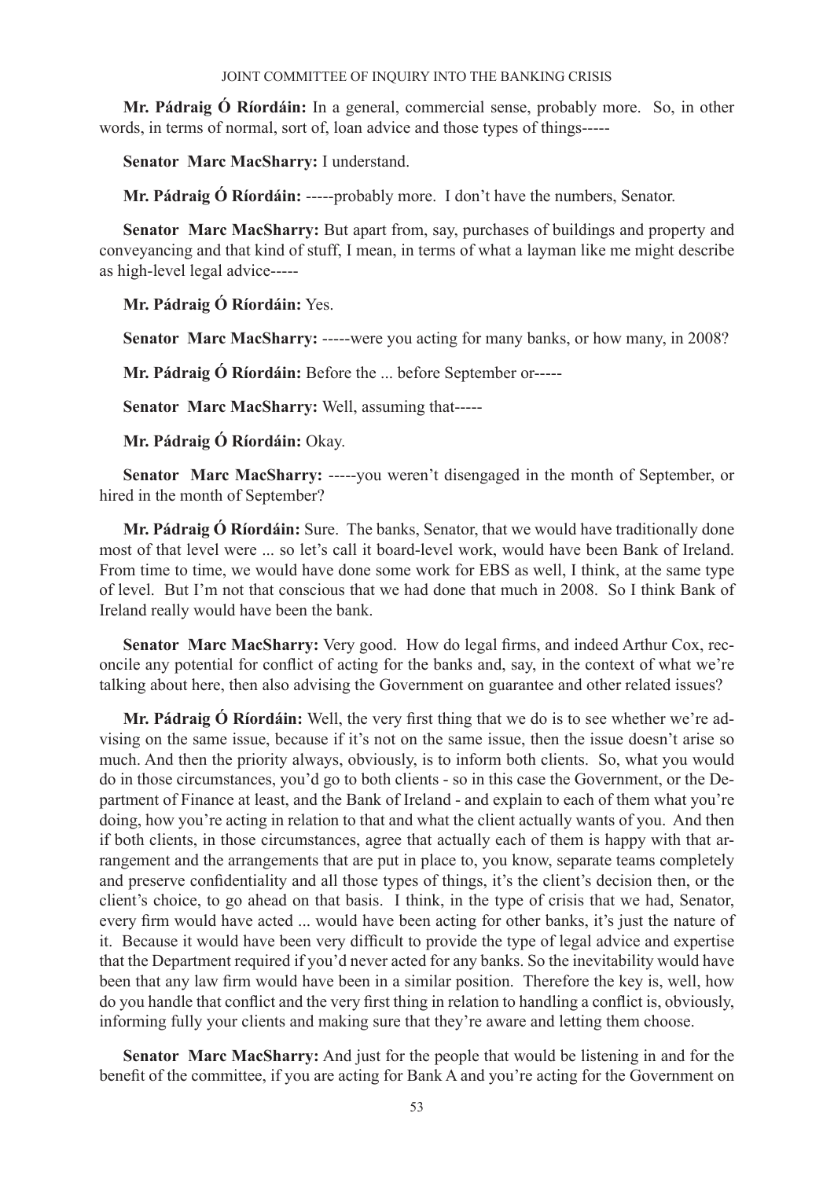**Mr. Pádraig Ó Ríordáin:** In a general, commercial sense, probably more. So, in other words, in terms of normal, sort of, loan advice and those types of things-----

**Senator Marc MacSharry:** I understand.

**Mr. Pádraig Ó Ríordáin:** -----probably more. I don't have the numbers, Senator.

**Senator Marc MacSharry:** But apart from, say, purchases of buildings and property and conveyancing and that kind of stuff, I mean, in terms of what a layman like me might describe as high-level legal advice-----

**Mr. Pádraig Ó Ríordáin:** Yes.

**Senator Marc MacSharry:** -----were you acting for many banks, or how many, in 2008?

**Mr. Pádraig Ó Ríordáin:** Before the ... before September or-----

**Senator Marc MacSharry:** Well, assuming that-----

**Mr. Pádraig Ó Ríordáin:** Okay.

**Senator Marc MacSharry:** -----you weren't disengaged in the month of September, or hired in the month of September?

**Mr. Pádraig Ó Ríordáin:** Sure. The banks, Senator, that we would have traditionally done most of that level were ... so let's call it board-level work, would have been Bank of Ireland. From time to time, we would have done some work for EBS as well, I think, at the same type of level. But I'm not that conscious that we had done that much in 2008. So I think Bank of Ireland really would have been the bank.

**Senator Marc MacSharry:** Very good. How do legal firms, and indeed Arthur Cox, reconcile any potential for conflict of acting for the banks and, say, in the context of what we're talking about here, then also advising the Government on guarantee and other related issues?

**Mr. Pádraig Ó Ríordáin:** Well, the very first thing that we do is to see whether we're advising on the same issue, because if it's not on the same issue, then the issue doesn't arise so much. And then the priority always, obviously, is to inform both clients. So, what you would do in those circumstances, you'd go to both clients - so in this case the Government, or the Department of Finance at least, and the Bank of Ireland - and explain to each of them what you're doing, how you're acting in relation to that and what the client actually wants of you. And then if both clients, in those circumstances, agree that actually each of them is happy with that arrangement and the arrangements that are put in place to, you know, separate teams completely and preserve confidentiality and all those types of things, it's the client's decision then, or the client's choice, to go ahead on that basis. I think, in the type of crisis that we had, Senator, every firm would have acted ... would have been acting for other banks, it's just the nature of it. Because it would have been very difficult to provide the type of legal advice and expertise that the Department required if you'd never acted for any banks. So the inevitability would have been that any law firm would have been in a similar position. Therefore the key is, well, how do you handle that conflict and the very first thing in relation to handling a conflict is, obviously, informing fully your clients and making sure that they're aware and letting them choose.

**Senator Marc MacSharry:** And just for the people that would be listening in and for the benefit of the committee, if you are acting for Bank A and you're acting for the Government on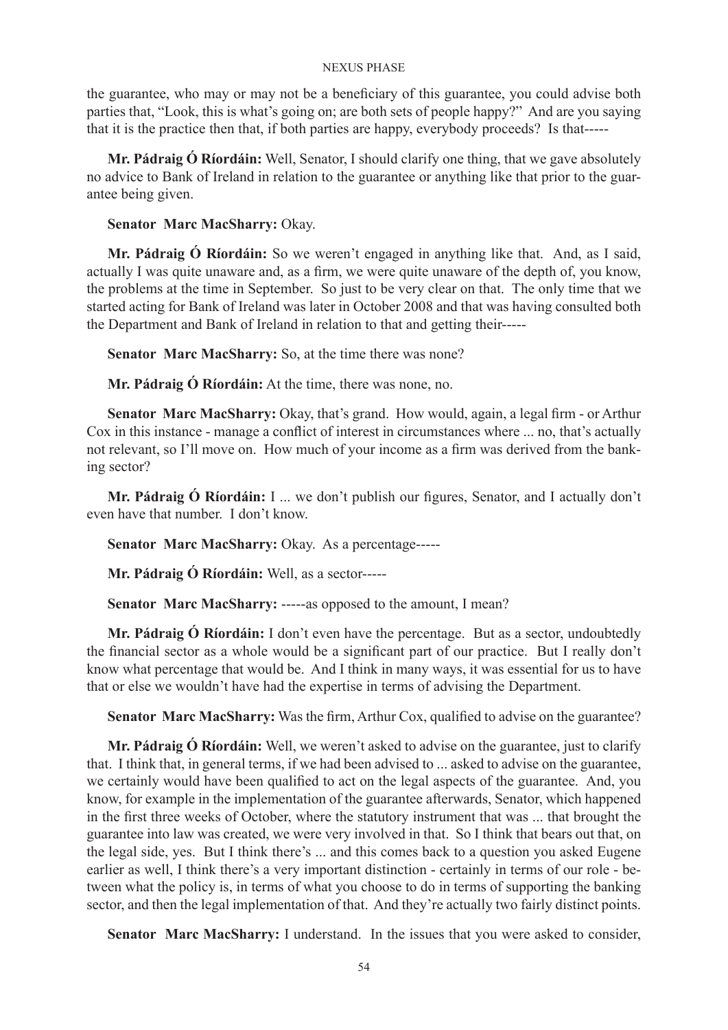the guarantee, who may or may not be a beneficiary of this guarantee, you could advise both parties that, "Look, this is what's going on; are both sets of people happy?" And are you saying that it is the practice then that, if both parties are happy, everybody proceeds? Is that-----

**Mr. Pádraig Ó Ríordáin:** Well, Senator, I should clarify one thing, that we gave absolutely no advice to Bank of Ireland in relation to the guarantee or anything like that prior to the guarantee being given.

**Senator Marc MacSharry:** Okay.

**Mr. Pádraig Ó Ríordáin:** So we weren't engaged in anything like that. And, as I said, actually I was quite unaware and, as a firm, we were quite unaware of the depth of, you know, the problems at the time in September. So just to be very clear on that. The only time that we started acting for Bank of Ireland was later in October 2008 and that was having consulted both the Department and Bank of Ireland in relation to that and getting their-----

**Senator Marc MacSharry:** So, at the time there was none?

**Mr. Pádraig Ó Ríordáin:** At the time, there was none, no.

**Senator Marc MacSharry:** Okay, that's grand. How would, again, a legal firm - or Arthur Cox in this instance - manage a conflict of interest in circumstances where ... no, that's actually not relevant, so I'll move on. How much of your income as a firm was derived from the banking sector?

**Mr. Pádraig Ó Ríordáin:** I ... we don't publish our figures, Senator, and I actually don't even have that number. I don't know.

**Senator Marc MacSharry:** Okay. As a percentage-----

**Mr. Pádraig Ó Ríordáin:** Well, as a sector-----

**Senator Marc MacSharry:** -----as opposed to the amount, I mean?

**Mr. Pádraig Ó Ríordáin:** I don't even have the percentage. But as a sector, undoubtedly the financial sector as a whole would be a significant part of our practice. But I really don't know what percentage that would be. And I think in many ways, it was essential for us to have that or else we wouldn't have had the expertise in terms of advising the Department.

**Senator Marc MacSharry:** Was the firm, Arthur Cox, qualified to advise on the guarantee?

**Mr. Pádraig Ó Ríordáin:** Well, we weren't asked to advise on the guarantee, just to clarify that. I think that, in general terms, if we had been advised to ... asked to advise on the guarantee, we certainly would have been qualified to act on the legal aspects of the guarantee. And, you know, for example in the implementation of the guarantee afterwards, Senator, which happened in the first three weeks of October, where the statutory instrument that was ... that brought the guarantee into law was created, we were very involved in that. So I think that bears out that, on the legal side, yes. But I think there's ... and this comes back to a question you asked Eugene earlier as well, I think there's a very important distinction - certainly in terms of our role - between what the policy is, in terms of what you choose to do in terms of supporting the banking sector, and then the legal implementation of that. And they're actually two fairly distinct points.

**Senator Marc MacSharry:** I understand. In the issues that you were asked to consider,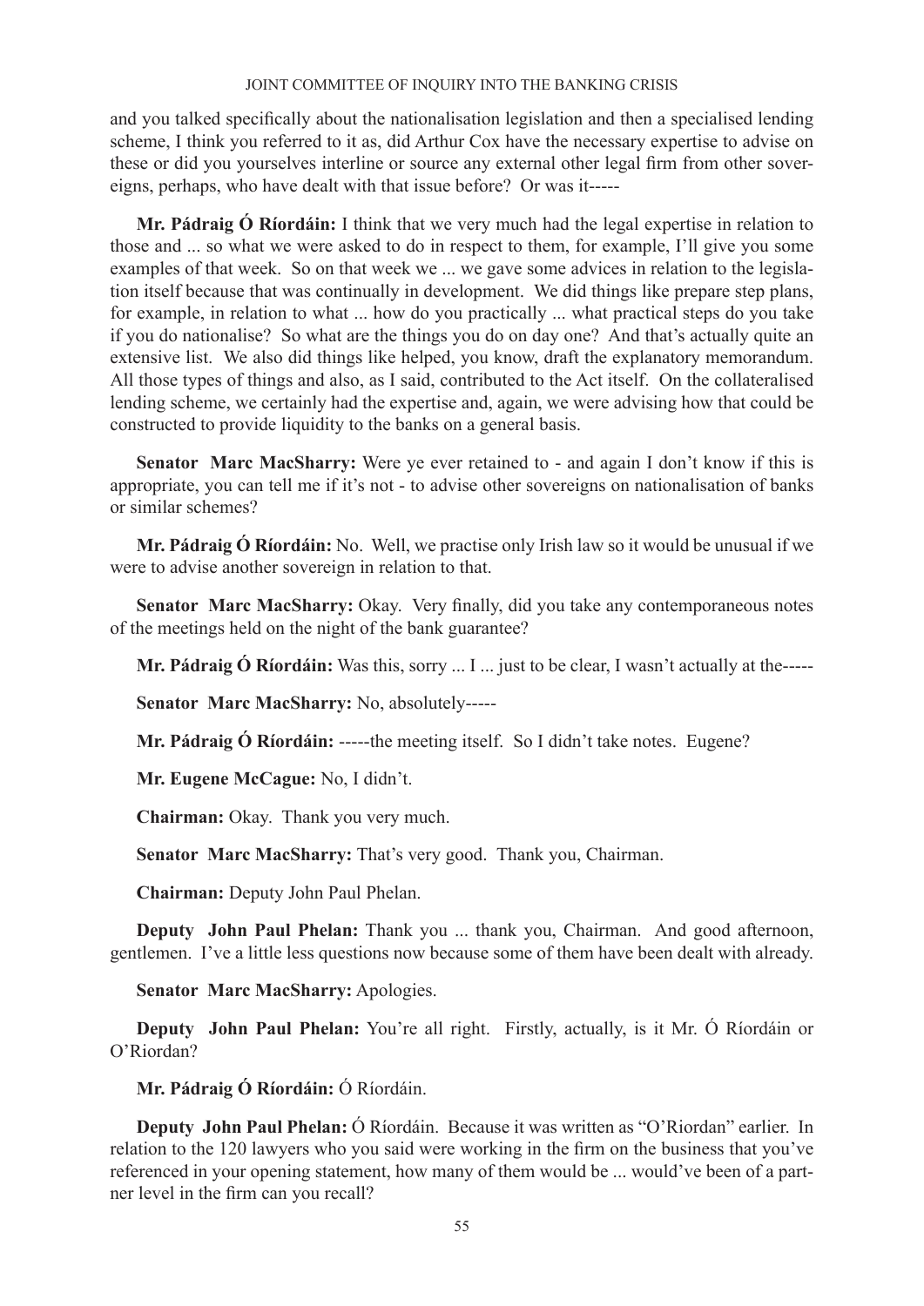and you talked specifically about the nationalisation legislation and then a specialised lending scheme, I think you referred to it as, did Arthur Cox have the necessary expertise to advise on these or did you yourselves interline or source any external other legal firm from other sovereigns, perhaps, who have dealt with that issue before? Or was it-----

**Mr. Pádraig Ó Ríordáin:** I think that we very much had the legal expertise in relation to those and ... so what we were asked to do in respect to them, for example, I'll give you some examples of that week. So on that week we ... we gave some advices in relation to the legislation itself because that was continually in development. We did things like prepare step plans, for example, in relation to what ... how do you practically ... what practical steps do you take if you do nationalise? So what are the things you do on day one? And that's actually quite an extensive list. We also did things like helped, you know, draft the explanatory memorandum. All those types of things and also, as I said, contributed to the Act itself. On the collateralised lending scheme, we certainly had the expertise and, again, we were advising how that could be constructed to provide liquidity to the banks on a general basis.

**Senator Marc MacSharry:** Were ye ever retained to - and again I don't know if this is appropriate, you can tell me if it's not - to advise other sovereigns on nationalisation of banks or similar schemes?

**Mr. Pádraig Ó Ríordáin:** No. Well, we practise only Irish law so it would be unusual if we were to advise another sovereign in relation to that.

**Senator Marc MacSharry:** Okay. Very finally, did you take any contemporaneous notes of the meetings held on the night of the bank guarantee?

**Mr. Pádraig Ó Ríordáin:** Was this, sorry ... I ... just to be clear, I wasn't actually at the-----

**Senator Marc MacSharry:** No, absolutely-----

**Mr. Pádraig Ó Ríordáin:** -----the meeting itself. So I didn't take notes. Eugene?

**Mr. Eugene McCague:** No, I didn't.

**Chairman:** Okay. Thank you very much.

**Senator Marc MacSharry:** That's very good. Thank you, Chairman.

**Chairman:** Deputy John Paul Phelan.

**Deputy John Paul Phelan:** Thank you ... thank you, Chairman. And good afternoon, gentlemen. I've a little less questions now because some of them have been dealt with already.

**Senator Marc MacSharry:** Apologies.

**Deputy John Paul Phelan:** You're all right. Firstly, actually, is it Mr. Ó Ríordáin or O'Riordan?

**Mr. Pádraig Ó Ríordáin:** Ó Ríordáin.

**Deputy John Paul Phelan:** Ó Ríordáin. Because it was written as "O'Riordan" earlier. In relation to the 120 lawyers who you said were working in the firm on the business that you've referenced in your opening statement, how many of them would be ... would've been of a partner level in the firm can you recall?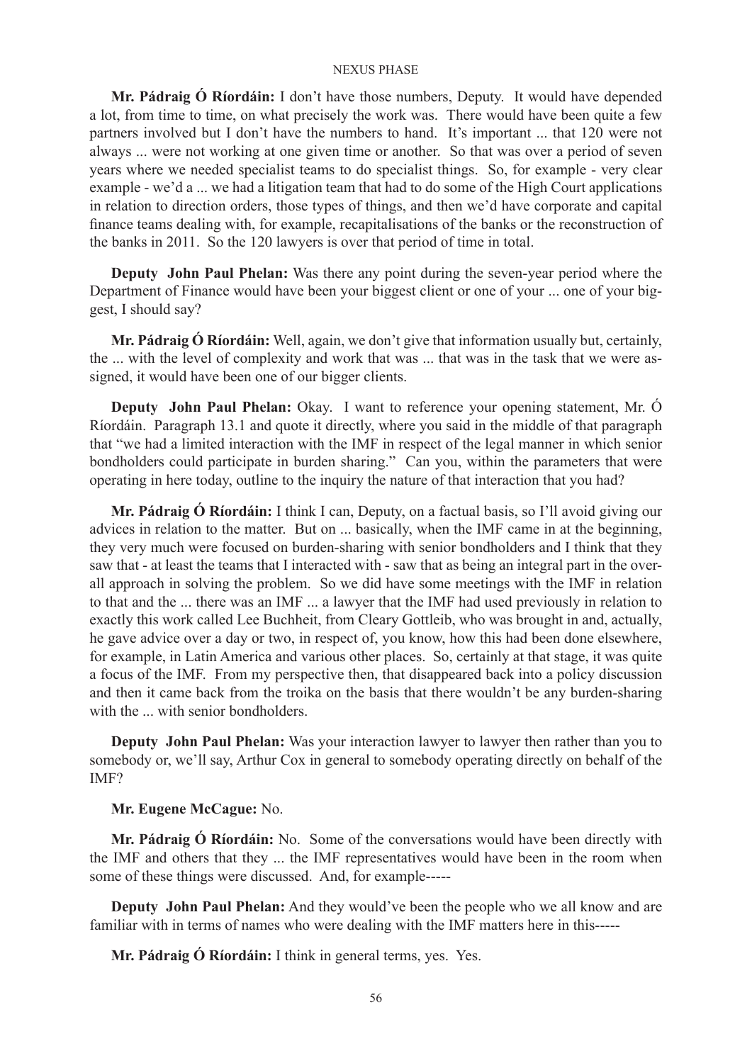**Mr. Pádraig Ó Ríordáin:** I don't have those numbers, Deputy. It would have depended a lot, from time to time, on what precisely the work was. There would have been quite a few partners involved but I don't have the numbers to hand. It's important ... that 120 were not always ... were not working at one given time or another. So that was over a period of seven years where we needed specialist teams to do specialist things. So, for example - very clear example - we'd a ... we had a litigation team that had to do some of the High Court applications in relation to direction orders, those types of things, and then we'd have corporate and capital finance teams dealing with, for example, recapitalisations of the banks or the reconstruction of the banks in 2011. So the 120 lawyers is over that period of time in total.

**Deputy John Paul Phelan:** Was there any point during the seven-year period where the Department of Finance would have been your biggest client or one of your ... one of your biggest, I should say?

**Mr. Pádraig Ó Ríordáin:** Well, again, we don't give that information usually but, certainly, the ... with the level of complexity and work that was ... that was in the task that we were assigned, it would have been one of our bigger clients.

**Deputy John Paul Phelan:** Okay. I want to reference your opening statement, Mr. Ó Ríordáin. Paragraph 13.1 and quote it directly, where you said in the middle of that paragraph that "we had a limited interaction with the IMF in respect of the legal manner in which senior bondholders could participate in burden sharing." Can you, within the parameters that were operating in here today, outline to the inquiry the nature of that interaction that you had?

**Mr. Pádraig Ó Ríordáin:** I think I can, Deputy, on a factual basis, so I'll avoid giving our advices in relation to the matter. But on ... basically, when the IMF came in at the beginning, they very much were focused on burden-sharing with senior bondholders and I think that they saw that - at least the teams that I interacted with - saw that as being an integral part in the overall approach in solving the problem. So we did have some meetings with the IMF in relation to that and the ... there was an IMF ... a lawyer that the IMF had used previously in relation to exactly this work called Lee Buchheit, from Cleary Gottleib, who was brought in and, actually, he gave advice over a day or two, in respect of, you know, how this had been done elsewhere, for example, in Latin America and various other places. So, certainly at that stage, it was quite a focus of the IMF. From my perspective then, that disappeared back into a policy discussion and then it came back from the troika on the basis that there wouldn't be any burden-sharing with the ... with senior bondholders.

**Deputy John Paul Phelan:** Was your interaction lawyer to lawyer then rather than you to somebody or, we'll say, Arthur Cox in general to somebody operating directly on behalf of the IMF?

**Mr. Eugene McCague:** No.

**Mr. Pádraig Ó Ríordáin:** No. Some of the conversations would have been directly with the IMF and others that they ... the IMF representatives would have been in the room when some of these things were discussed. And, for example-----

**Deputy John Paul Phelan:** And they would've been the people who we all know and are familiar with in terms of names who were dealing with the IMF matters here in this-----

**Mr. Pádraig Ó Ríordáin:** I think in general terms, yes. Yes.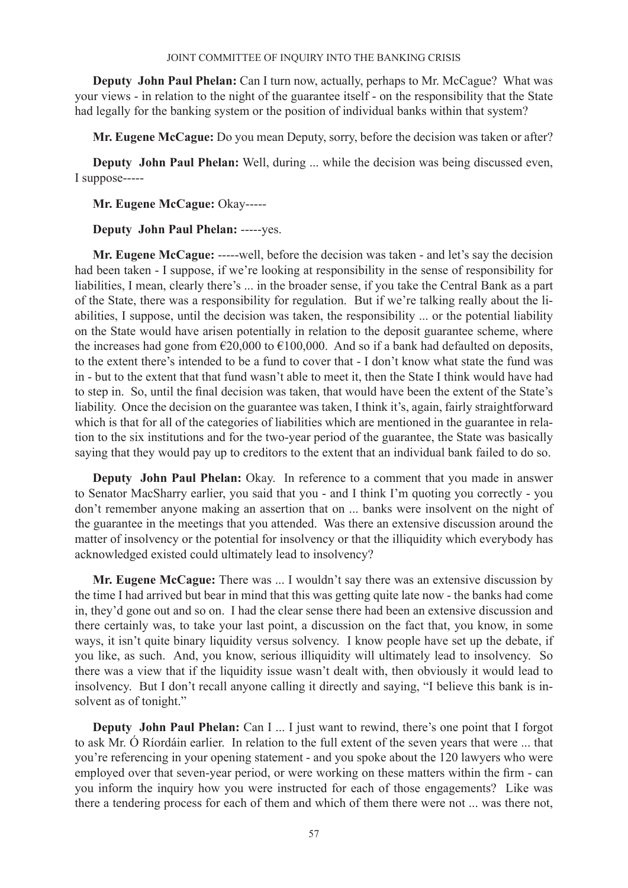**Deputy John Paul Phelan:** Can I turn now, actually, perhaps to Mr. McCague? What was your views - in relation to the night of the guarantee itself - on the responsibility that the State had legally for the banking system or the position of individual banks within that system?

**Mr. Eugene McCague:** Do you mean Deputy, sorry, before the decision was taken or after?

**Deputy John Paul Phelan:** Well, during ... while the decision was being discussed even, I suppose-----

**Mr. Eugene McCague:** Okay-----

**Deputy John Paul Phelan:** -----yes.

**Mr. Eugene McCague:** -----well, before the decision was taken - and let's say the decision had been taken - I suppose, if we're looking at responsibility in the sense of responsibility for liabilities, I mean, clearly there's ... in the broader sense, if you take the Central Bank as a part of the State, there was a responsibility for regulation. But if we're talking really about the liabilities, I suppose, until the decision was taken, the responsibility ... or the potential liability on the State would have arisen potentially in relation to the deposit guarantee scheme, where the increases had gone from €20,000 to €100,000. And so if a bank had defaulted on deposits, to the extent there's intended to be a fund to cover that - I don't know what state the fund was in - but to the extent that that fund wasn't able to meet it, then the State I think would have had to step in. So, until the final decision was taken, that would have been the extent of the State's liability. Once the decision on the guarantee was taken, I think it's, again, fairly straightforward which is that for all of the categories of liabilities which are mentioned in the guarantee in relation to the six institutions and for the two-year period of the guarantee, the State was basically saying that they would pay up to creditors to the extent that an individual bank failed to do so.

**Deputy John Paul Phelan:** Okay. In reference to a comment that you made in answer to Senator MacSharry earlier, you said that you - and I think I'm quoting you correctly - you don't remember anyone making an assertion that on ... banks were insolvent on the night of the guarantee in the meetings that you attended. Was there an extensive discussion around the matter of insolvency or the potential for insolvency or that the illiquidity which everybody has acknowledged existed could ultimately lead to insolvency?

**Mr. Eugene McCague:** There was ... I wouldn't say there was an extensive discussion by the time I had arrived but bear in mind that this was getting quite late now - the banks had come in, they'd gone out and so on. I had the clear sense there had been an extensive discussion and there certainly was, to take your last point, a discussion on the fact that, you know, in some ways, it isn't quite binary liquidity versus solvency. I know people have set up the debate, if you like, as such. And, you know, serious illiquidity will ultimately lead to insolvency. So there was a view that if the liquidity issue wasn't dealt with, then obviously it would lead to insolvency. But I don't recall anyone calling it directly and saying, "I believe this bank is insolvent as of tonight."

**Deputy John Paul Phelan:** Can I ... I just want to rewind, there's one point that I forgot to ask Mr. Ó Ríordáin earlier. In relation to the full extent of the seven years that were ... that you're referencing in your opening statement - and you spoke about the 120 lawyers who were employed over that seven-year period, or were working on these matters within the firm - can you inform the inquiry how you were instructed for each of those engagements? Like was there a tendering process for each of them and which of them there were not ... was there not,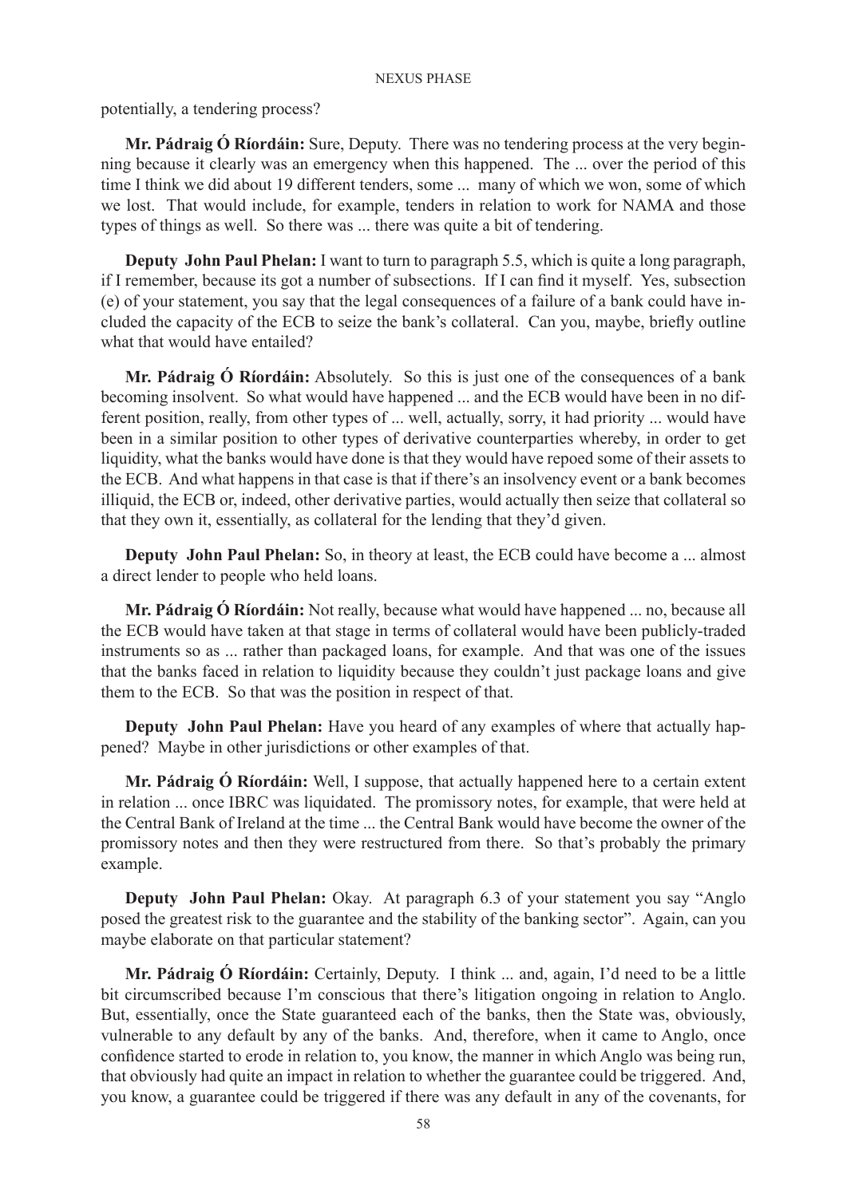potentially, a tendering process?

**Mr. Pádraig Ó Ríordáin:** Sure, Deputy. There was no tendering process at the very beginning because it clearly was an emergency when this happened. The ... over the period of this time I think we did about 19 different tenders, some ... many of which we won, some of which we lost. That would include, for example, tenders in relation to work for NAMA and those types of things as well. So there was ... there was quite a bit of tendering.

**Deputy John Paul Phelan:** I want to turn to paragraph 5.5, which is quite a long paragraph, if I remember, because its got a number of subsections. If I can find it myself. Yes, subsection (e) of your statement, you say that the legal consequences of a failure of a bank could have included the capacity of the ECB to seize the bank's collateral. Can you, maybe, briefly outline what that would have entailed?

**Mr. Pádraig Ó Ríordáin:** Absolutely. So this is just one of the consequences of a bank becoming insolvent. So what would have happened ... and the ECB would have been in no different position, really, from other types of ... well, actually, sorry, it had priority ... would have been in a similar position to other types of derivative counterparties whereby, in order to get liquidity, what the banks would have done is that they would have repoed some of their assets to the ECB. And what happens in that case is that if there's an insolvency event or a bank becomes illiquid, the ECB or, indeed, other derivative parties, would actually then seize that collateral so that they own it, essentially, as collateral for the lending that they'd given.

**Deputy John Paul Phelan:** So, in theory at least, the ECB could have become a ... almost a direct lender to people who held loans.

**Mr. Pádraig Ó Ríordáin:** Not really, because what would have happened ... no, because all the ECB would have taken at that stage in terms of collateral would have been publicly-traded instruments so as ... rather than packaged loans, for example. And that was one of the issues that the banks faced in relation to liquidity because they couldn't just package loans and give them to the ECB. So that was the position in respect of that.

**Deputy John Paul Phelan:** Have you heard of any examples of where that actually happened? Maybe in other jurisdictions or other examples of that.

**Mr. Pádraig Ó Ríordáin:** Well, I suppose, that actually happened here to a certain extent in relation ... once IBRC was liquidated. The promissory notes, for example, that were held at the Central Bank of Ireland at the time ... the Central Bank would have become the owner of the promissory notes and then they were restructured from there. So that's probably the primary example.

**Deputy John Paul Phelan:** Okay. At paragraph 6.3 of your statement you say "Anglo posed the greatest risk to the guarantee and the stability of the banking sector". Again, can you maybe elaborate on that particular statement?

**Mr. Pádraig Ó Ríordáin:** Certainly, Deputy. I think ... and, again, I'd need to be a little bit circumscribed because I'm conscious that there's litigation ongoing in relation to Anglo. But, essentially, once the State guaranteed each of the banks, then the State was, obviously, vulnerable to any default by any of the banks. And, therefore, when it came to Anglo, once confidence started to erode in relation to, you know, the manner in which Anglo was being run, that obviously had quite an impact in relation to whether the guarantee could be triggered. And, you know, a guarantee could be triggered if there was any default in any of the covenants, for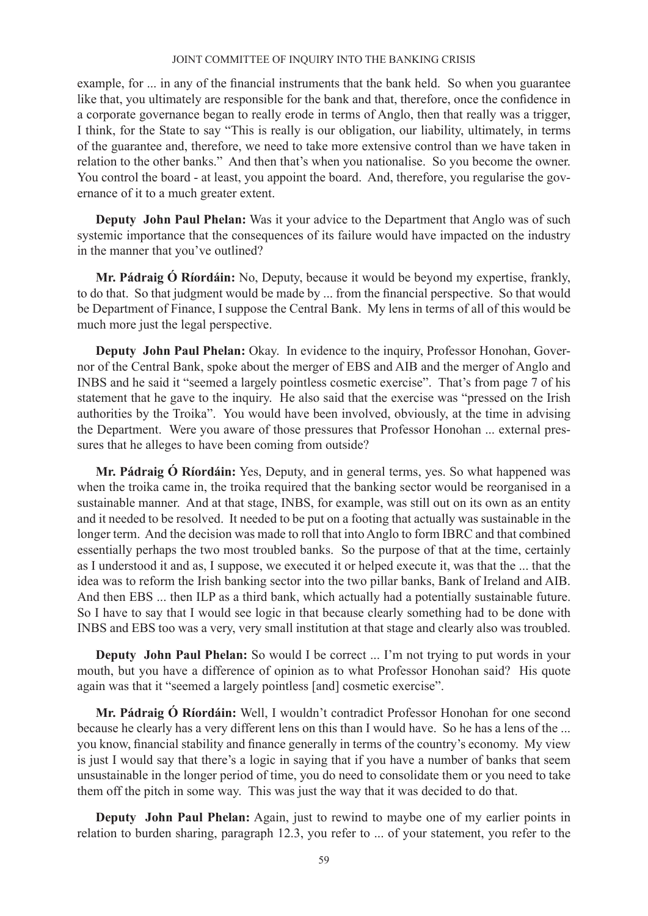example, for ... in any of the financial instruments that the bank held. So when you guarantee like that, you ultimately are responsible for the bank and that, therefore, once the confidence in a corporate governance began to really erode in terms of Anglo, then that really was a trigger, I think, for the State to say "This is really is our obligation, our liability, ultimately, in terms of the guarantee and, therefore, we need to take more extensive control than we have taken in relation to the other banks." And then that's when you nationalise. So you become the owner. You control the board - at least, you appoint the board. And, therefore, you regularise the governance of it to a much greater extent.

**Deputy John Paul Phelan:** Was it your advice to the Department that Anglo was of such systemic importance that the consequences of its failure would have impacted on the industry in the manner that you've outlined?

**Mr. Pádraig Ó Ríordáin:** No, Deputy, because it would be beyond my expertise, frankly, to do that. So that judgment would be made by ... from the financial perspective. So that would be Department of Finance, I suppose the Central Bank. My lens in terms of all of this would be much more just the legal perspective.

**Deputy John Paul Phelan:** Okay. In evidence to the inquiry, Professor Honohan, Governor of the Central Bank, spoke about the merger of EBS and AIB and the merger of Anglo and INBS and he said it "seemed a largely pointless cosmetic exercise". That's from page 7 of his statement that he gave to the inquiry. He also said that the exercise was "pressed on the Irish authorities by the Troika". You would have been involved, obviously, at the time in advising the Department. Were you aware of those pressures that Professor Honohan ... external pressures that he alleges to have been coming from outside?

**Mr. Pádraig Ó Ríordáin:** Yes, Deputy, and in general terms, yes. So what happened was when the troika came in, the troika required that the banking sector would be reorganised in a sustainable manner. And at that stage, INBS, for example, was still out on its own as an entity and it needed to be resolved. It needed to be put on a footing that actually was sustainable in the longer term. And the decision was made to roll that into Anglo to form IBRC and that combined essentially perhaps the two most troubled banks. So the purpose of that at the time, certainly as I understood it and as, I suppose, we executed it or helped execute it, was that the ... that the idea was to reform the Irish banking sector into the two pillar banks, Bank of Ireland and AIB. And then EBS ... then ILP as a third bank, which actually had a potentially sustainable future. So I have to say that I would see logic in that because clearly something had to be done with INBS and EBS too was a very, very small institution at that stage and clearly also was troubled.

**Deputy John Paul Phelan:** So would I be correct ... I'm not trying to put words in your mouth, but you have a difference of opinion as to what Professor Honohan said? His quote again was that it "seemed a largely pointless [and] cosmetic exercise".

**Mr. Pádraig Ó Ríordáin:** Well, I wouldn't contradict Professor Honohan for one second because he clearly has a very different lens on this than I would have. So he has a lens of the ... you know, financial stability and finance generally in terms of the country's economy. My view is just I would say that there's a logic in saying that if you have a number of banks that seem unsustainable in the longer period of time, you do need to consolidate them or you need to take them off the pitch in some way. This was just the way that it was decided to do that.

**Deputy John Paul Phelan:** Again, just to rewind to maybe one of my earlier points in relation to burden sharing, paragraph 12.3, you refer to ... of your statement, you refer to the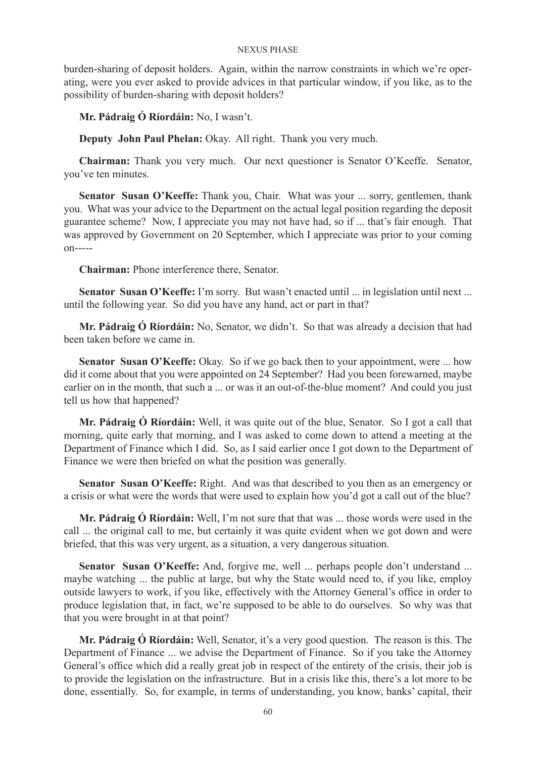burden-sharing of deposit holders. Again, within the narrow constraints in which we're operating, were you ever asked to provide advices in that particular window, if you like, as to the possibility of burden-sharing with deposit holders?

**Mr. Pádraig Ó Ríordáin:** No, I wasn't.

**Deputy John Paul Phelan:** Okay. All right. Thank you very much.

**Chairman:** Thank you very much. Our next questioner is Senator O'Keeffe. Senator, you've ten minutes.

**Senator Susan O'Keeffe:** Thank you, Chair. What was your ... sorry, gentlemen, thank you. What was your advice to the Department on the actual legal position regarding the deposit guarantee scheme? Now, I appreciate you may not have had, so if ... that's fair enough. That was approved by Government on 20 September, which I appreciate was prior to your coming on-----

**Chairman:** Phone interference there, Senator.

**Senator Susan O'Keeffe:** I'm sorry. But wasn't enacted until ... in legislation until next ... until the following year. So did you have any hand, act or part in that?

**Mr. Pádraig Ó Ríordáin:** No, Senator, we didn't. So that was already a decision that had been taken before we came in.

**Senator Susan O'Keeffe:** Okay. So if we go back then to your appointment, were ... how did it come about that you were appointed on 24 September? Had you been forewarned, maybe earlier on in the month, that such a ... or was it an out-of-the-blue moment? And could you just tell us how that happened?

**Mr. Pádraig Ó Ríordáin:** Well, it was quite out of the blue, Senator. So I got a call that morning, quite early that morning, and I was asked to come down to attend a meeting at the Department of Finance which I did. So, as I said earlier once I got down to the Department of Finance we were then briefed on what the position was generally.

**Senator Susan O'Keeffe:** Right. And was that described to you then as an emergency or a crisis or what were the words that were used to explain how you'd got a call out of the blue?

**Mr. Pádraig Ó Ríordáin:** Well, I'm not sure that that was ... those words were used in the call ... the original call to me, but certainly it was quite evident when we got down and were briefed, that this was very urgent, as a situation, a very dangerous situation.

**Senator Susan O'Keeffe:** And, forgive me, well ... perhaps people don't understand ... maybe watching ... the public at large, but why the State would need to, if you like, employ outside lawyers to work, if you like, effectively with the Attorney General's office in order to produce legislation that, in fact, we're supposed to be able to do ourselves. So why was that that you were brought in at that point?

**Mr. Pádraig Ó Ríordáin:** Well, Senator, it's a very good question. The reason is this. The Department of Finance ... we advise the Department of Finance. So if you take the Attorney General's office which did a really great job in respect of the entirety of the crisis, their job is to provide the legislation on the infrastructure. But in a crisis like this, there's a lot more to be done, essentially. So, for example, in terms of understanding, you know, banks' capital, their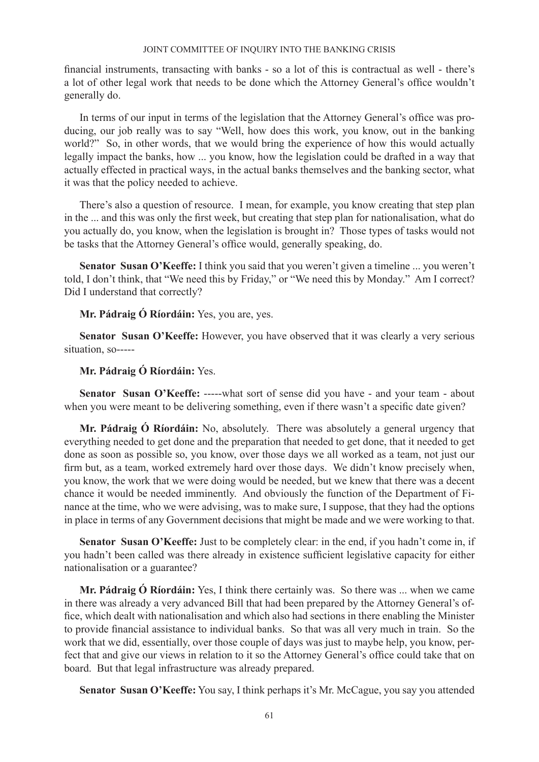financial instruments, transacting with banks - so a lot of this is contractual as well - there's a lot of other legal work that needs to be done which the Attorney General's office wouldn't generally do.

In terms of our input in terms of the legislation that the Attorney General's office was producing, our job really was to say "Well, how does this work, you know, out in the banking world?" So, in other words, that we would bring the experience of how this would actually legally impact the banks, how ... you know, how the legislation could be drafted in a way that actually effected in practical ways, in the actual banks themselves and the banking sector, what it was that the policy needed to achieve.

There's also a question of resource. I mean, for example, you know creating that step plan in the ... and this was only the first week, but creating that step plan for nationalisation, what do you actually do, you know, when the legislation is brought in? Those types of tasks would not be tasks that the Attorney General's office would, generally speaking, do.

**Senator Susan O'Keeffe:** I think you said that you weren't given a timeline ... you weren't told, I don't think, that "We need this by Friday," or "We need this by Monday." Am I correct? Did I understand that correctly?

**Mr. Pádraig Ó Ríordáin:** Yes, you are, yes.

**Senator Susan O'Keeffe:** However, you have observed that it was clearly a very serious situation, so-----

**Mr. Pádraig Ó Ríordáin:** Yes.

**Senator Susan O'Keeffe:** -----what sort of sense did you have - and your team - about when you were meant to be delivering something, even if there wasn't a specific date given?

**Mr. Pádraig Ó Ríordáin:** No, absolutely. There was absolutely a general urgency that everything needed to get done and the preparation that needed to get done, that it needed to get done as soon as possible so, you know, over those days we all worked as a team, not just our firm but, as a team, worked extremely hard over those days. We didn't know precisely when, you know, the work that we were doing would be needed, but we knew that there was a decent chance it would be needed imminently. And obviously the function of the Department of Finance at the time, who we were advising, was to make sure, I suppose, that they had the options in place in terms of any Government decisions that might be made and we were working to that.

**Senator Susan O'Keeffe:** Just to be completely clear: in the end, if you hadn't come in, if you hadn't been called was there already in existence sufficient legislative capacity for either nationalisation or a guarantee?

**Mr. Pádraig Ó Ríordáin:** Yes, I think there certainly was. So there was ... when we came in there was already a very advanced Bill that had been prepared by the Attorney General's office, which dealt with nationalisation and which also had sections in there enabling the Minister to provide financial assistance to individual banks. So that was all very much in train. So the work that we did, essentially, over those couple of days was just to maybe help, you know, perfect that and give our views in relation to it so the Attorney General's office could take that on board. But that legal infrastructure was already prepared.

**Senator Susan O'Keeffe:** You say, I think perhaps it's Mr. McCague, you say you attended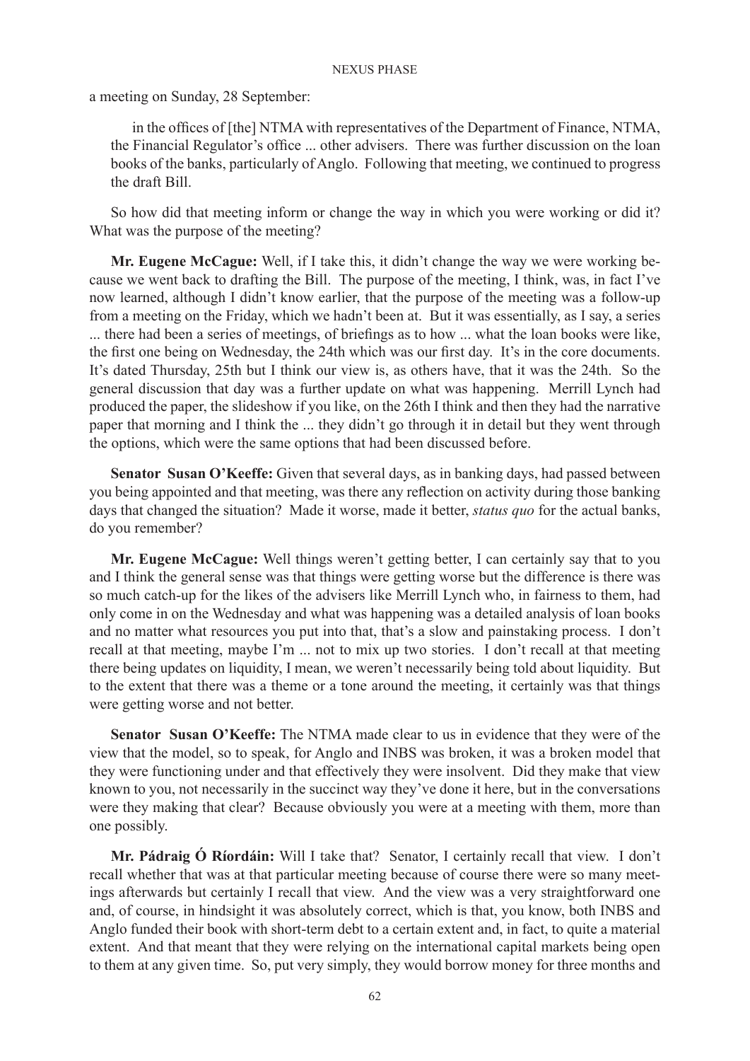a meeting on Sunday, 28 September:

> in the offices of [the] NTMA with representatives of the Department of Finance, NTMA, the Financial Regulator's office ... other advisers. There was further discussion on the loan books of the banks, particularly of Anglo. Following that meeting, we continued to progress the draft Bill.

So how did that meeting inform or change the way in which you were working or did it? What was the purpose of the meeting?

**Mr. Eugene McCague:** Well, if I take this, it didn't change the way we were working because we went back to drafting the Bill. The purpose of the meeting, I think, was, in fact I've now learned, although I didn't know earlier, that the purpose of the meeting was a follow-up from a meeting on the Friday, which we hadn't been at. But it was essentially, as I say, a series ... there had been a series of meetings, of briefings as to how ... what the loan books were like, the first one being on Wednesday, the 24th which was our first day. It's in the core documents. It's dated Thursday, 25th but I think our view is, as others have, that it was the 24th. So the general discussion that day was a further update on what was happening. Merrill Lynch had produced the paper, the slideshow if you like, on the 26th I think and then they had the narrative paper that morning and I think the ... they didn't go through it in detail but they went through the options, which were the same options that had been discussed before.

**Senator Susan O'Keeffe:** Given that several days, as in banking days, had passed between you being appointed and that meeting, was there any reflection on activity during those banking days that changed the situation? Made it worse, made it better, *status quo* for the actual banks, do you remember?

**Mr. Eugene McCague:** Well things weren't getting better, I can certainly say that to you and I think the general sense was that things were getting worse but the difference is there was so much catch-up for the likes of the advisers like Merrill Lynch who, in fairness to them, had only come in on the Wednesday and what was happening was a detailed analysis of loan books and no matter what resources you put into that, that's a slow and painstaking process. I don't recall at that meeting, maybe I'm ... not to mix up two stories. I don't recall at that meeting there being updates on liquidity, I mean, we weren't necessarily being told about liquidity. But to the extent that there was a theme or a tone around the meeting, it certainly was that things were getting worse and not better.

**Senator Susan O'Keeffe:** The NTMA made clear to us in evidence that they were of the view that the model, so to speak, for Anglo and INBS was broken, it was a broken model that they were functioning under and that effectively they were insolvent. Did they make that view known to you, not necessarily in the succinct way they've done it here, but in the conversations were they making that clear? Because obviously you were at a meeting with them, more than one possibly.

**Mr. Pádraig Ó Ríordáin:** Will I take that? Senator, I certainly recall that view. I don't recall whether that was at that particular meeting because of course there were so many meetings afterwards but certainly I recall that view. And the view was a very straightforward one and, of course, in hindsight it was absolutely correct, which is that, you know, both INBS and Anglo funded their book with short-term debt to a certain extent and, in fact, to quite a material extent. And that meant that they were relying on the international capital markets being open to them at any given time. So, put very simply, they would borrow money for three months and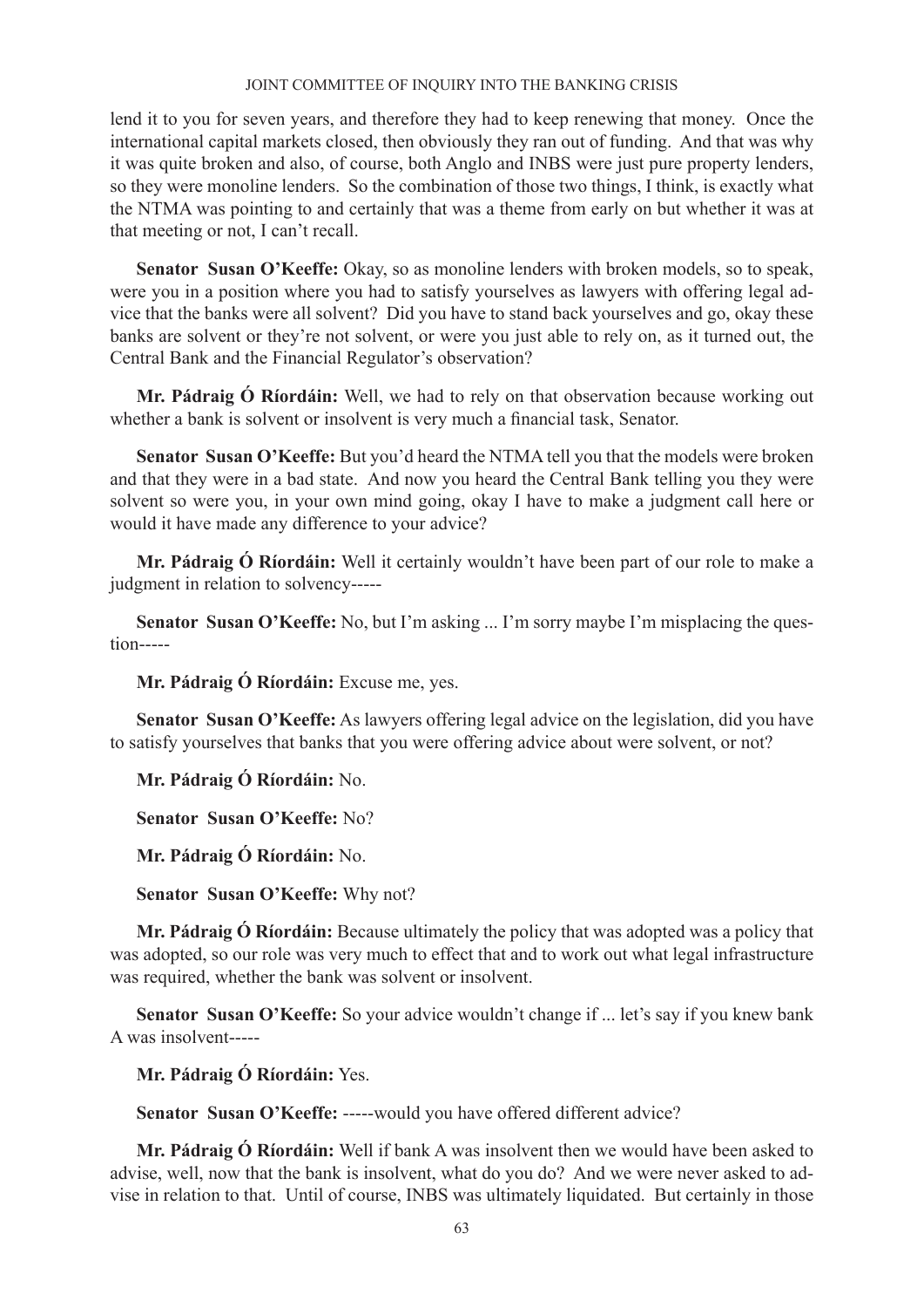lend it to you for seven years, and therefore they had to keep renewing that money. Once the international capital markets closed, then obviously they ran out of funding. And that was why it was quite broken and also, of course, both Anglo and INBS were just pure property lenders, so they were monoline lenders. So the combination of those two things, I think, is exactly what the NTMA was pointing to and certainly that was a theme from early on but whether it was at that meeting or not, I can't recall.

**Senator Susan O'Keeffe:** Okay, so as monoline lenders with broken models, so to speak, were you in a position where you had to satisfy yourselves as lawyers with offering legal advice that the banks were all solvent? Did you have to stand back yourselves and go, okay these banks are solvent or they're not solvent, or were you just able to rely on, as it turned out, the Central Bank and the Financial Regulator's observation?

**Mr. Pádraig Ó Ríordáin:** Well, we had to rely on that observation because working out whether a bank is solvent or insolvent is very much a financial task, Senator.

**Senator Susan O'Keeffe:** But you'd heard the NTMA tell you that the models were broken and that they were in a bad state. And now you heard the Central Bank telling you they were solvent so were you, in your own mind going, okay I have to make a judgment call here or would it have made any difference to your advice?

**Mr. Pádraig Ó Ríordáin:** Well it certainly wouldn't have been part of our role to make a judgment in relation to solvency-----

**Senator Susan O'Keeffe:** No, but I'm asking ... I'm sorry maybe I'm misplacing the question-----

**Mr. Pádraig Ó Ríordáin:** Excuse me, yes.

**Senator Susan O'Keeffe:** As lawyers offering legal advice on the legislation, did you have to satisfy yourselves that banks that you were offering advice about were solvent, or not?

**Mr. Pádraig Ó Ríordáin:** No.

**Senator Susan O'Keeffe:** No?

**Mr. Pádraig Ó Ríordáin:** No.

**Senator Susan O'Keeffe:** Why not?

**Mr. Pádraig Ó Ríordáin:** Because ultimately the policy that was adopted was a policy that was adopted, so our role was very much to effect that and to work out what legal infrastructure was required, whether the bank was solvent or insolvent.

**Senator Susan O'Keeffe:** So your advice wouldn't change if ... let's say if you knew bank A was insolvent-----

**Mr. Pádraig Ó Ríordáin:** Yes.

**Senator Susan O'Keeffe:** -----would you have offered different advice?

**Mr. Pádraig Ó Ríordáin:** Well if bank A was insolvent then we would have been asked to advise, well, now that the bank is insolvent, what do you do? And we were never asked to advise in relation to that. Until of course, INBS was ultimately liquidated. But certainly in those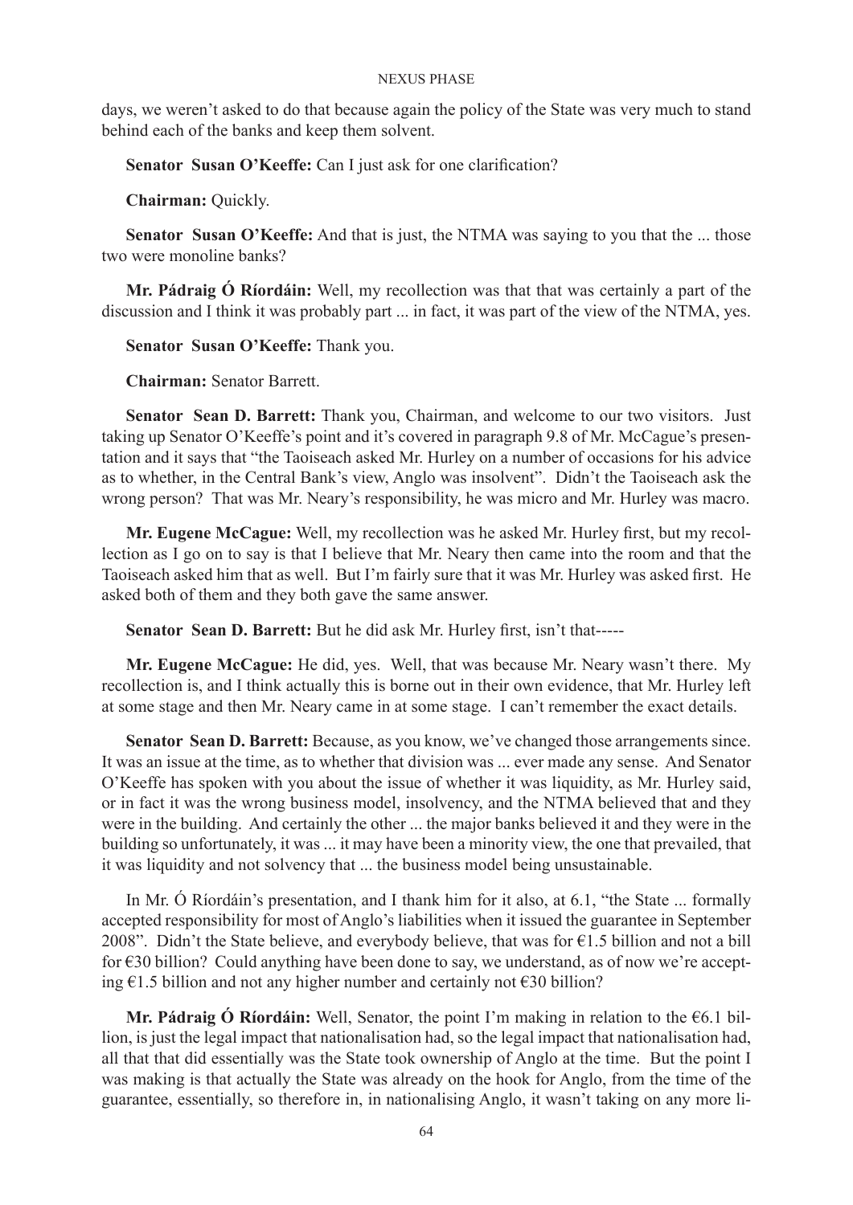days, we weren't asked to do that because again the policy of the State was very much to stand behind each of the banks and keep them solvent.

**Senator Susan O'Keeffe:** Can I just ask for one clarification?

**Chairman:** Quickly.

**Senator Susan O'Keeffe:** And that is just, the NTMA was saying to you that the ... those two were monoline banks?

**Mr. Pádraig Ó Ríordáin:** Well, my recollection was that that was certainly a part of the discussion and I think it was probably part ... in fact, it was part of the view of the NTMA, yes.

**Senator Susan O'Keeffe:** Thank you.

**Chairman:** Senator Barrett.

**Senator Sean D. Barrett:** Thank you, Chairman, and welcome to our two visitors. Just taking up Senator O'Keeffe's point and it's covered in paragraph 9.8 of Mr. McCague's presentation and it says that "the Taoiseach asked Mr. Hurley on a number of occasions for his advice as to whether, in the Central Bank's view, Anglo was insolvent". Didn't the Taoiseach ask the wrong person? That was Mr. Neary's responsibility, he was micro and Mr. Hurley was macro.

**Mr. Eugene McCague:** Well, my recollection was he asked Mr. Hurley first, but my recollection as I go on to say is that I believe that Mr. Neary then came into the room and that the Taoiseach asked him that as well. But I'm fairly sure that it was Mr. Hurley was asked first. He asked both of them and they both gave the same answer.

**Senator Sean D. Barrett:** But he did ask Mr. Hurley first, isn't that-----

**Mr. Eugene McCague:** He did, yes. Well, that was because Mr. Neary wasn't there. My recollection is, and I think actually this is borne out in their own evidence, that Mr. Hurley left at some stage and then Mr. Neary came in at some stage. I can't remember the exact details.

**Senator Sean D. Barrett:** Because, as you know, we've changed those arrangements since. It was an issue at the time, as to whether that division was ... ever made any sense. And Senator O'Keeffe has spoken with you about the issue of whether it was liquidity, as Mr. Hurley said, or in fact it was the wrong business model, insolvency, and the NTMA believed that and they were in the building. And certainly the other ... the major banks believed it and they were in the building so unfortunately, it was ... it may have been a minority view, the one that prevailed, that it was liquidity and not solvency that ... the business model being unsustainable.

In Mr. Ó Ríordáin's presentation, and I thank him for it also, at 6.1, "the State ... formally accepted responsibility for most of Anglo's liabilities when it issued the guarantee in September 2008". Didn't the State believe, and everybody believe, that was for €1.5 billion and not a bill for €30 billion? Could anything have been done to say, we understand, as of now we're accepting €1.5 billion and not any higher number and certainly not €30 billion?

**Mr. Pádraig Ó Ríordáin:** Well, Senator, the point I'm making in relation to the €6.1 billion, is just the legal impact that nationalisation had, so the legal impact that nationalisation had, all that that did essentially was the State took ownership of Anglo at the time. But the point I was making is that actually the State was already on the hook for Anglo, from the time of the guarantee, essentially, so therefore in, in nationalising Anglo, it wasn't taking on any more li-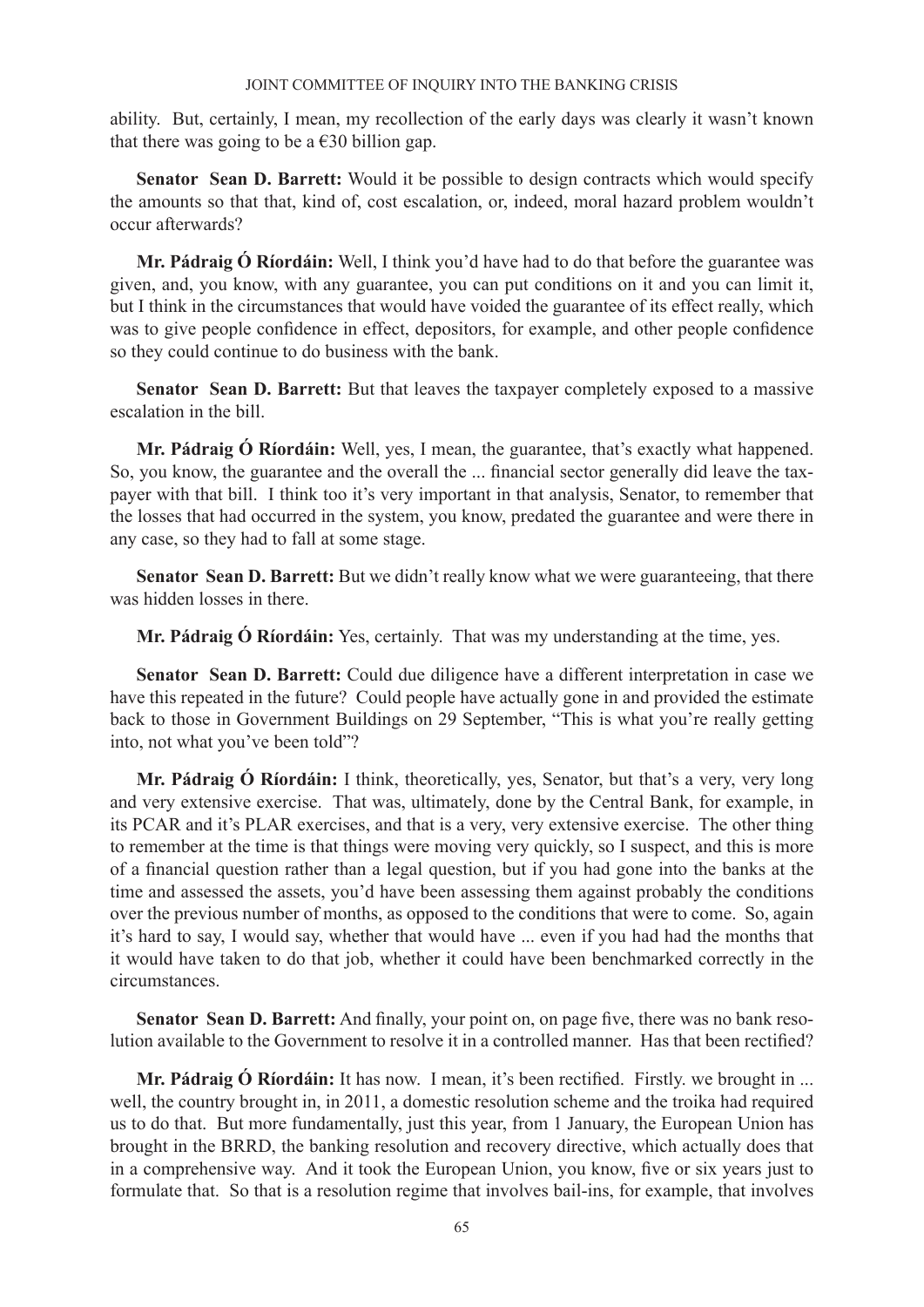ability. But, certainly, I mean, my recollection of the early days was clearly it wasn't known that there was going to be a €30 billion gap.

**Senator Sean D. Barrett:** Would it be possible to design contracts which would specify the amounts so that that, kind of, cost escalation, or, indeed, moral hazard problem wouldn't occur afterwards?

**Mr. Pádraig Ó Ríordáin:** Well, I think you'd have had to do that before the guarantee was given, and, you know, with any guarantee, you can put conditions on it and you can limit it, but I think in the circumstances that would have voided the guarantee of its effect really, which was to give people confidence in effect, depositors, for example, and other people confidence so they could continue to do business with the bank.

**Senator Sean D. Barrett:** But that leaves the taxpayer completely exposed to a massive escalation in the bill.

**Mr. Pádraig Ó Ríordáin:** Well, yes, I mean, the guarantee, that's exactly what happened. So, you know, the guarantee and the overall the ... financial sector generally did leave the taxpayer with that bill. I think too it's very important in that analysis, Senator, to remember that the losses that had occurred in the system, you know, predated the guarantee and were there in any case, so they had to fall at some stage.

**Senator Sean D. Barrett:** But we didn't really know what we were guaranteeing, that there was hidden losses in there.

**Mr. Pádraig Ó Ríordáin:** Yes, certainly. That was my understanding at the time, yes.

**Senator Sean D. Barrett:** Could due diligence have a different interpretation in case we have this repeated in the future? Could people have actually gone in and provided the estimate back to those in Government Buildings on 29 September, "This is what you're really getting into, not what you've been told"?

**Mr. Pádraig Ó Ríordáin:** I think, theoretically, yes, Senator, but that's a very, very long and very extensive exercise. That was, ultimately, done by the Central Bank, for example, in its PCAR and it's PLAR exercises, and that is a very, very extensive exercise. The other thing to remember at the time is that things were moving very quickly, so I suspect, and this is more of a financial question rather than a legal question, but if you had gone into the banks at the time and assessed the assets, you'd have been assessing them against probably the conditions over the previous number of months, as opposed to the conditions that were to come. So, again it's hard to say, I would say, whether that would have ... even if you had had the months that it would have taken to do that job, whether it could have been benchmarked correctly in the circumstances.

**Senator Sean D. Barrett:** And finally, your point on, on page five, there was no bank resolution available to the Government to resolve it in a controlled manner. Has that been rectified?

**Mr. Pádraig Ó Ríordáin:** It has now. I mean, it's been rectified. Firstly. we brought in ... well, the country brought in, in 2011, a domestic resolution scheme and the troika had required us to do that. But more fundamentally, just this year, from 1 January, the European Union has brought in the BRRD, the banking resolution and recovery directive, which actually does that in a comprehensive way. And it took the European Union, you know, five or six years just to formulate that. So that is a resolution regime that involves bail-ins, for example, that involves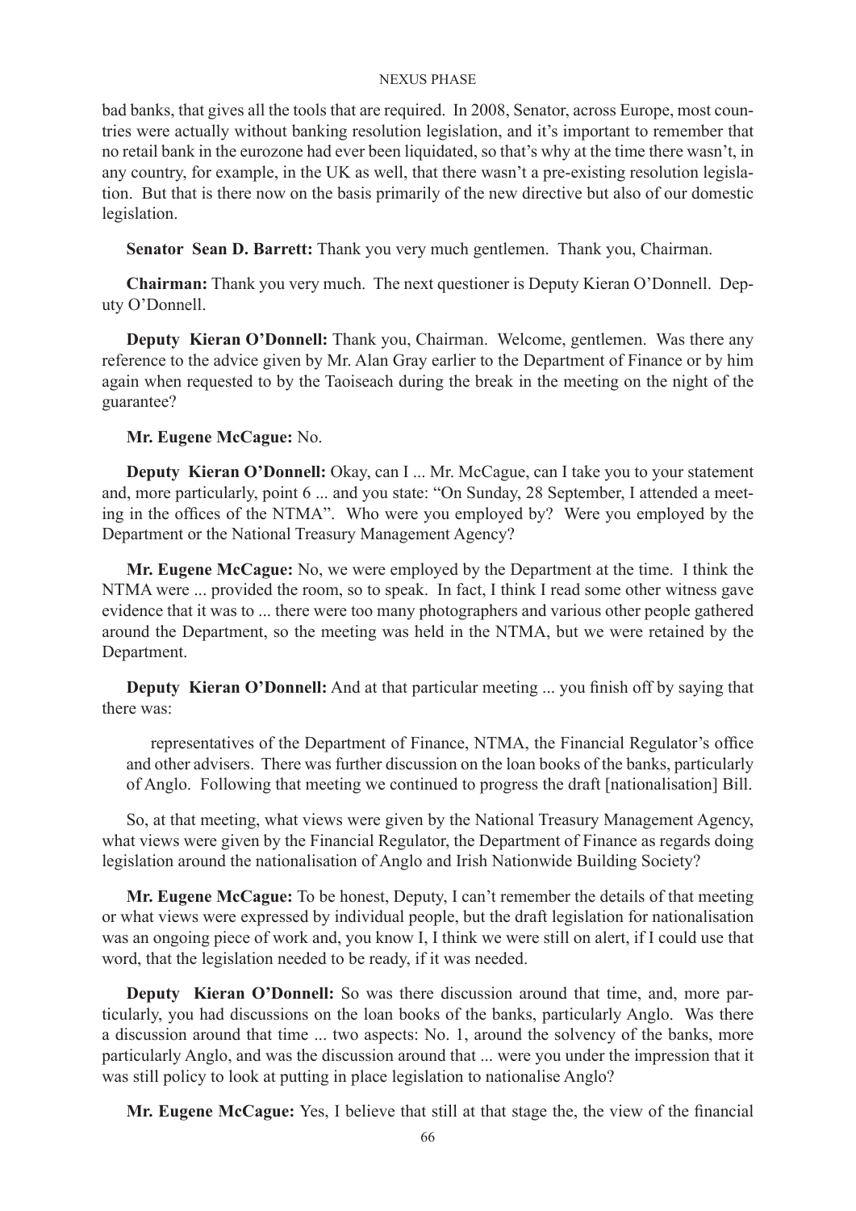bad banks, that gives all the tools that are required. In 2008, Senator, across Europe, most countries were actually without banking resolution legislation, and it's important to remember that no retail bank in the eurozone had ever been liquidated, so that's why at the time there wasn't, in any country, for example, in the UK as well, that there wasn't a pre-existing resolution legislation. But that is there now on the basis primarily of the new directive but also of our domestic legislation.

**Senator Sean D. Barrett:** Thank you very much gentlemen. Thank you, Chairman.

**Chairman:** Thank you very much. The next questioner is Deputy Kieran O'Donnell. Deputy O'Donnell.

**Deputy Kieran O'Donnell:** Thank you, Chairman. Welcome, gentlemen. Was there any reference to the advice given by Mr. Alan Gray earlier to the Department of Finance or by him again when requested to by the Taoiseach during the break in the meeting on the night of the guarantee?

**Mr. Eugene McCague:** No.

**Deputy Kieran O'Donnell:** Okay, can I ... Mr. McCague, can I take you to your statement and, more particularly, point 6 ... and you state: "On Sunday, 28 September, I attended a meeting in the offices of the NTMA". Who were you employed by? Were you employed by the Department or the National Treasury Management Agency?

**Mr. Eugene McCague:** No, we were employed by the Department at the time. I think the NTMA were ... provided the room, so to speak. In fact, I think I read some other witness gave evidence that it was to ... there were too many photographers and various other people gathered around the Department, so the meeting was held in the NTMA, but we were retained by the Department.

**Deputy Kieran O'Donnell:** And at that particular meeting ... you finish off by saying that there was:

> representatives of the Department of Finance, NTMA, the Financial Regulator's office and other advisers. There was further discussion on the loan books of the banks, particularly of Anglo. Following that meeting we continued to progress the draft [nationalisation] Bill.

So, at that meeting, what views were given by the National Treasury Management Agency, what views were given by the Financial Regulator, the Department of Finance as regards doing legislation around the nationalisation of Anglo and Irish Nationwide Building Society?

**Mr. Eugene McCague:** To be honest, Deputy, I can't remember the details of that meeting or what views were expressed by individual people, but the draft legislation for nationalisation was an ongoing piece of work and, you know I, I think we were still on alert, if I could use that word, that the legislation needed to be ready, if it was needed.

**Deputy Kieran O'Donnell:** So was there discussion around that time, and, more particularly, you had discussions on the loan books of the banks, particularly Anglo. Was there a discussion around that time ... two aspects: No. 1, around the solvency of the banks, more particularly Anglo, and was the discussion around that ... were you under the impression that it was still policy to look at putting in place legislation to nationalise Anglo?

**Mr. Eugene McCague:** Yes, I believe that still at that stage the, the view of the financial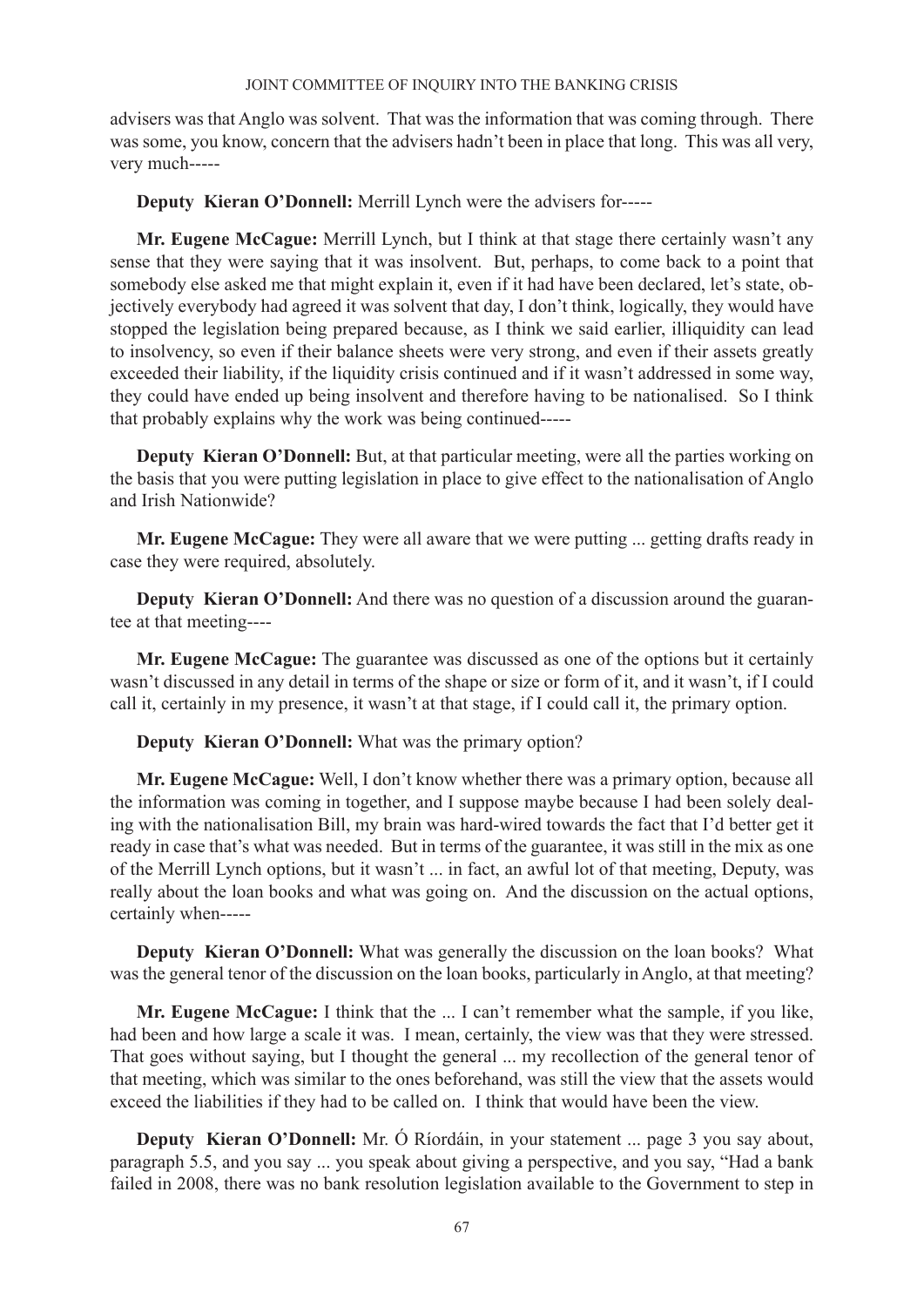advisers was that Anglo was solvent. That was the information that was coming through. There was some, you know, concern that the advisers hadn't been in place that long. This was all very, very much-----

**Deputy Kieran O'Donnell:** Merrill Lynch were the advisers for-----

**Mr. Eugene McCague:** Merrill Lynch, but I think at that stage there certainly wasn't any sense that they were saying that it was insolvent. But, perhaps, to come back to a point that somebody else asked me that might explain it, even if it had have been declared, let's state, objectively everybody had agreed it was solvent that day, I don't think, logically, they would have stopped the legislation being prepared because, as I think we said earlier, illiquidity can lead to insolvency, so even if their balance sheets were very strong, and even if their assets greatly exceeded their liability, if the liquidity crisis continued and if it wasn't addressed in some way, they could have ended up being insolvent and therefore having to be nationalised. So I think that probably explains why the work was being continued-----

**Deputy Kieran O'Donnell:** But, at that particular meeting, were all the parties working on the basis that you were putting legislation in place to give effect to the nationalisation of Anglo and Irish Nationwide?

**Mr. Eugene McCague:** They were all aware that we were putting ... getting drafts ready in case they were required, absolutely.

**Deputy Kieran O'Donnell:** And there was no question of a discussion around the guarantee at that meeting----

**Mr. Eugene McCague:** The guarantee was discussed as one of the options but it certainly wasn't discussed in any detail in terms of the shape or size or form of it, and it wasn't, if I could call it, certainly in my presence, it wasn't at that stage, if I could call it, the primary option.

**Deputy Kieran O'Donnell:** What was the primary option?

**Mr. Eugene McCague:** Well, I don't know whether there was a primary option, because all the information was coming in together, and I suppose maybe because I had been solely dealing with the nationalisation Bill, my brain was hard-wired towards the fact that I'd better get it ready in case that's what was needed. But in terms of the guarantee, it was still in the mix as one of the Merrill Lynch options, but it wasn't ... in fact, an awful lot of that meeting, Deputy, was really about the loan books and what was going on. And the discussion on the actual options, certainly when-----

**Deputy Kieran O'Donnell:** What was generally the discussion on the loan books? What was the general tenor of the discussion on the loan books, particularly in Anglo, at that meeting?

**Mr. Eugene McCague:** I think that the ... I can't remember what the sample, if you like, had been and how large a scale it was. I mean, certainly, the view was that they were stressed. That goes without saying, but I thought the general ... my recollection of the general tenor of that meeting, which was similar to the ones beforehand, was still the view that the assets would exceed the liabilities if they had to be called on. I think that would have been the view.

**Deputy Kieran O'Donnell:** Mr. Ó Ríordáin, in your statement ... page 3 you say about, paragraph 5.5, and you say ... you speak about giving a perspective, and you say, "Had a bank failed in 2008, there was no bank resolution legislation available to the Government to step in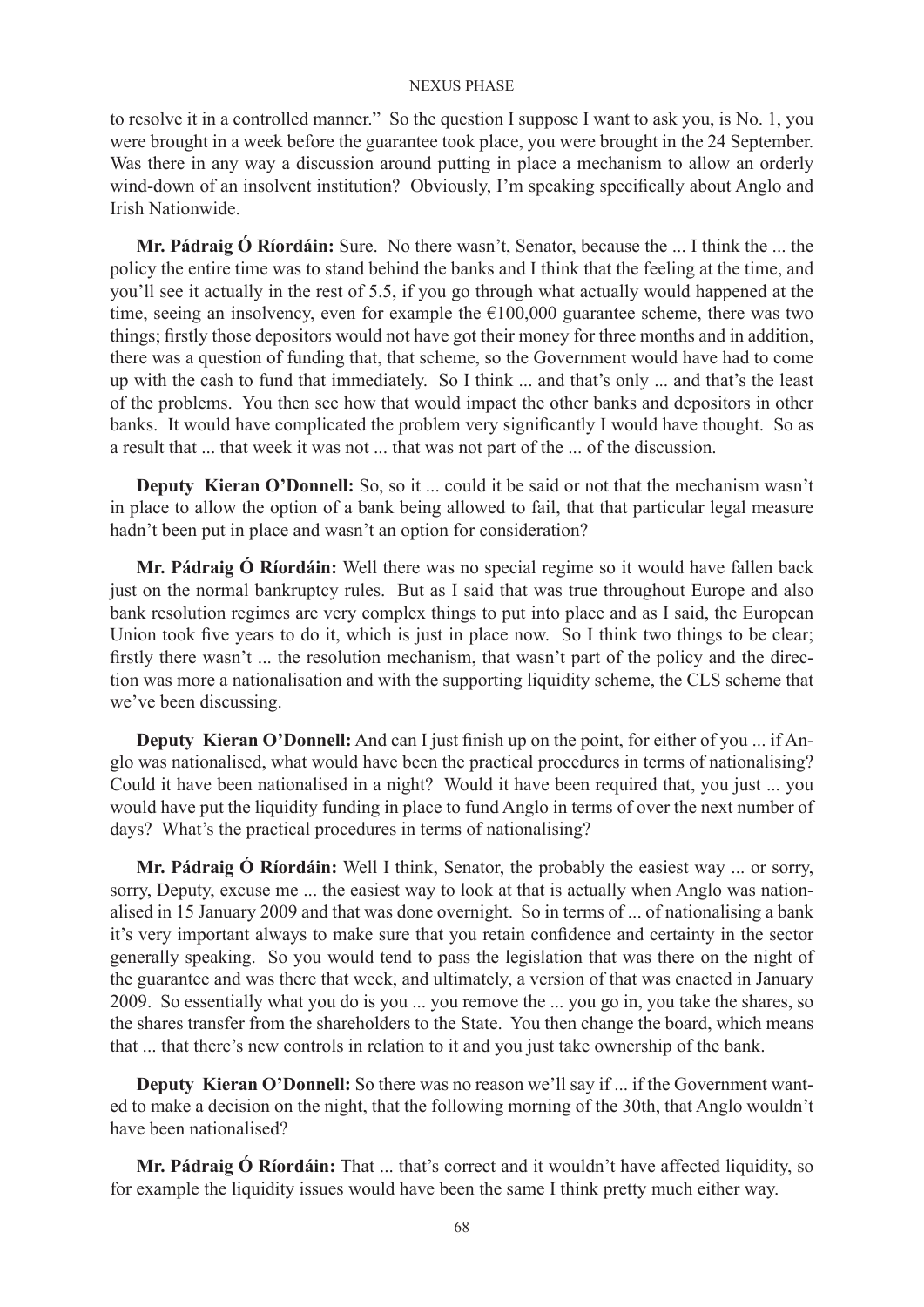to resolve it in a controlled manner." So the question I suppose I want to ask you, is No. 1, you were brought in a week before the guarantee took place, you were brought in the 24 September. Was there in any way a discussion around putting in place a mechanism to allow an orderly wind-down of an insolvent institution? Obviously, I'm speaking specifically about Anglo and Irish Nationwide.

**Mr. Pádraig Ó Ríordáin:** Sure. No there wasn't, Senator, because the ... I think the ... the policy the entire time was to stand behind the banks and I think that the feeling at the time, and you'll see it actually in the rest of 5.5, if you go through what actually would happened at the time, seeing an insolvency, even for example the €100,000 guarantee scheme, there was two things; firstly those depositors would not have got their money for three months and in addition, there was a question of funding that, that scheme, so the Government would have had to come up with the cash to fund that immediately. So I think ... and that's only ... and that's the least of the problems. You then see how that would impact the other banks and depositors in other banks. It would have complicated the problem very significantly I would have thought. So as a result that ... that week it was not ... that was not part of the ... of the discussion.

**Deputy Kieran O'Donnell:** So, so it ... could it be said or not that the mechanism wasn't in place to allow the option of a bank being allowed to fail, that that particular legal measure hadn't been put in place and wasn't an option for consideration?

**Mr. Pádraig Ó Ríordáin:** Well there was no special regime so it would have fallen back just on the normal bankruptcy rules. But as I said that was true throughout Europe and also bank resolution regimes are very complex things to put into place and as I said, the European Union took five years to do it, which is just in place now. So I think two things to be clear; firstly there wasn't ... the resolution mechanism, that wasn't part of the policy and the direction was more a nationalisation and with the supporting liquidity scheme, the CLS scheme that we've been discussing.

**Deputy Kieran O'Donnell:** And can I just finish up on the point, for either of you ... if Anglo was nationalised, what would have been the practical procedures in terms of nationalising? Could it have been nationalised in a night? Would it have been required that, you just ... you would have put the liquidity funding in place to fund Anglo in terms of over the next number of days? What's the practical procedures in terms of nationalising?

**Mr. Pádraig Ó Ríordáin:** Well I think, Senator, the probably the easiest way ... or sorry, sorry, Deputy, excuse me ... the easiest way to look at that is actually when Anglo was nationalised in 15 January 2009 and that was done overnight. So in terms of ... of nationalising a bank it's very important always to make sure that you retain confidence and certainty in the sector generally speaking. So you would tend to pass the legislation that was there on the night of the guarantee and was there that week, and ultimately, a version of that was enacted in January 2009. So essentially what you do is you ... you remove the ... you go in, you take the shares, so the shares transfer from the shareholders to the State. You then change the board, which means that ... that there's new controls in relation to it and you just take ownership of the bank.

**Deputy Kieran O'Donnell:** So there was no reason we'll say if ... if the Government wanted to make a decision on the night, that the following morning of the 30th, that Anglo wouldn't have been nationalised?

**Mr. Pádraig Ó Ríordáin:** That ... that's correct and it wouldn't have affected liquidity, so for example the liquidity issues would have been the same I think pretty much either way.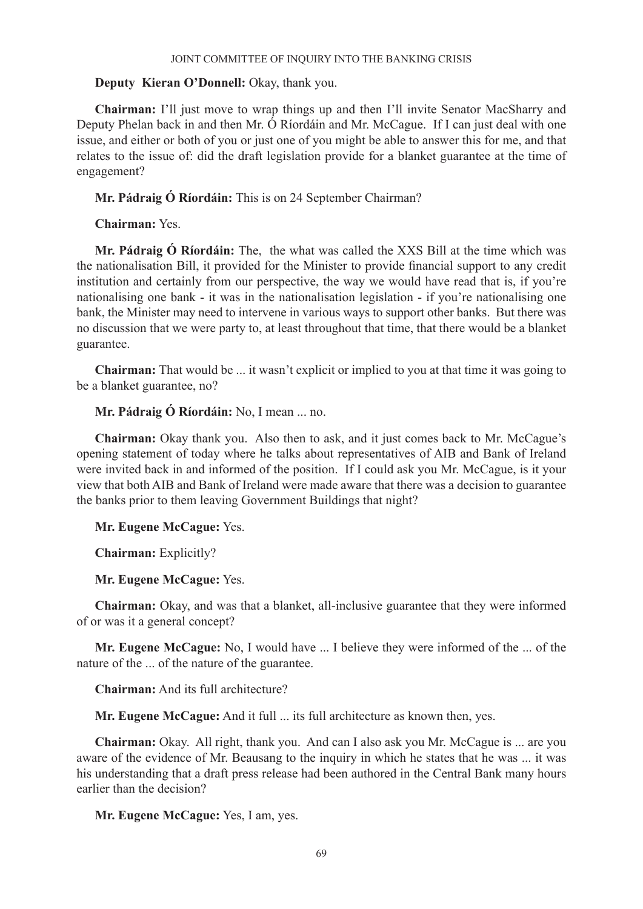**Deputy Kieran O'Donnell:** Okay, thank you.

**Chairman:** I'll just move to wrap things up and then I'll invite Senator MacSharry and Deputy Phelan back in and then Mr. Ó Ríordáin and Mr. McCague. If I can just deal with one issue, and either or both of you or just one of you might be able to answer this for me, and that relates to the issue of: did the draft legislation provide for a blanket guarantee at the time of engagement?

**Mr. Pádraig Ó Ríordáin:** This is on 24 September Chairman?

**Chairman:** Yes.

**Mr. Pádraig Ó Ríordáin:** The, the what was called the XXS Bill at the time which was the nationalisation Bill, it provided for the Minister to provide financial support to any credit institution and certainly from our perspective, the way we would have read that is, if you're nationalising one bank - it was in the nationalisation legislation - if you're nationalising one bank, the Minister may need to intervene in various ways to support other banks. But there was no discussion that we were party to, at least throughout that time, that there would be a blanket guarantee.

**Chairman:** That would be ... it wasn't explicit or implied to you at that time it was going to be a blanket guarantee, no?

**Mr. Pádraig Ó Ríordáin:** No, I mean ... no.

**Chairman:** Okay thank you. Also then to ask, and it just comes back to Mr. McCague's opening statement of today where he talks about representatives of AIB and Bank of Ireland were invited back in and informed of the position. If I could ask you Mr. McCague, is it your view that both AIB and Bank of Ireland were made aware that there was a decision to guarantee the banks prior to them leaving Government Buildings that night?

**Mr. Eugene McCague:** Yes.

**Chairman:** Explicitly?

**Mr. Eugene McCague:** Yes.

**Chairman:** Okay, and was that a blanket, all-inclusive guarantee that they were informed of or was it a general concept?

**Mr. Eugene McCague:** No, I would have ... I believe they were informed of the ... of the nature of the ... of the nature of the guarantee.

**Chairman:** And its full architecture?

**Mr. Eugene McCague:** And it full ... its full architecture as known then, yes.

**Chairman:** Okay. All right, thank you. And can I also ask you Mr. McCague is ... are you aware of the evidence of Mr. Beausang to the inquiry in which he states that he was ... it was his understanding that a draft press release had been authored in the Central Bank many hours earlier than the decision?

**Mr. Eugene McCague:** Yes, I am, yes.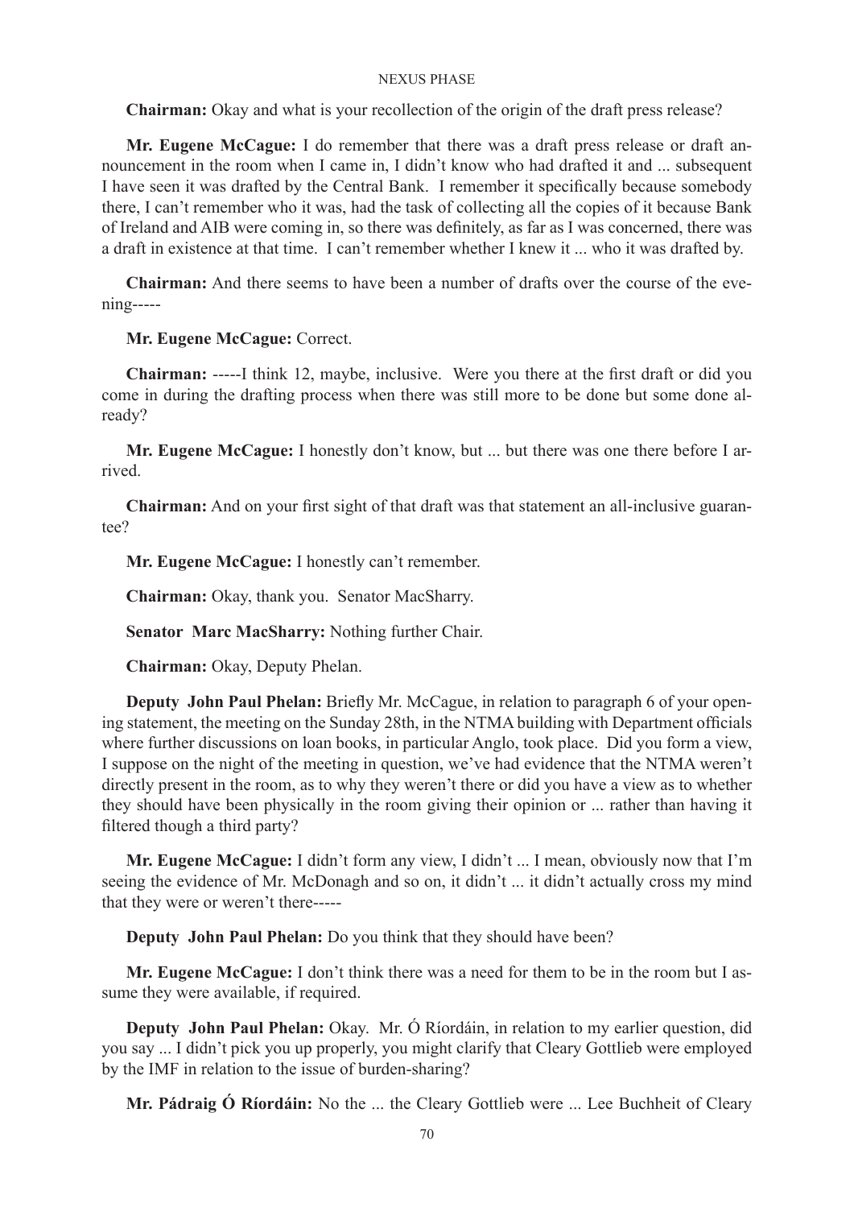**Chairman:** Okay and what is your recollection of the origin of the draft press release?

**Mr. Eugene McCague:** I do remember that there was a draft press release or draft announcement in the room when I came in, I didn't know who had drafted it and ... subsequent I have seen it was drafted by the Central Bank. I remember it specifically because somebody there, I can't remember who it was, had the task of collecting all the copies of it because Bank of Ireland and AIB were coming in, so there was definitely, as far as I was concerned, there was a draft in existence at that time. I can't remember whether I knew it ... who it was drafted by.

**Chairman:** And there seems to have been a number of drafts over the course of the evening-----

**Mr. Eugene McCague:** Correct.

**Chairman:** -----I think 12, maybe, inclusive. Were you there at the first draft or did you come in during the drafting process when there was still more to be done but some done already?

**Mr. Eugene McCague:** I honestly don't know, but ... but there was one there before I arrived.

**Chairman:** And on your first sight of that draft was that statement an all-inclusive guarantee?

**Mr. Eugene McCague:** I honestly can't remember.

**Chairman:** Okay, thank you. Senator MacSharry.

**Senator Marc MacSharry:** Nothing further Chair.

**Chairman:** Okay, Deputy Phelan.

**Deputy John Paul Phelan:** Briefly Mr. McCague, in relation to paragraph 6 of your opening statement, the meeting on the Sunday 28th, in the NTMA building with Department officials where further discussions on loan books, in particular Anglo, took place. Did you form a view, I suppose on the night of the meeting in question, we've had evidence that the NTMA weren't directly present in the room, as to why they weren't there or did you have a view as to whether they should have been physically in the room giving their opinion or ... rather than having it filtered though a third party?

**Mr. Eugene McCague:** I didn't form any view, I didn't ... I mean, obviously now that I'm seeing the evidence of Mr. McDonagh and so on, it didn't ... it didn't actually cross my mind that they were or weren't there-----

**Deputy John Paul Phelan:** Do you think that they should have been?

**Mr. Eugene McCague:** I don't think there was a need for them to be in the room but I assume they were available, if required.

**Deputy John Paul Phelan:** Okay. Mr. Ó Ríordáin, in relation to my earlier question, did you say ... I didn't pick you up properly, you might clarify that Cleary Gottlieb were employed by the IMF in relation to the issue of burden-sharing?

**Mr. Pádraig Ó Ríordáin:** No the ... the Cleary Gottlieb were ... Lee Buchheit of Cleary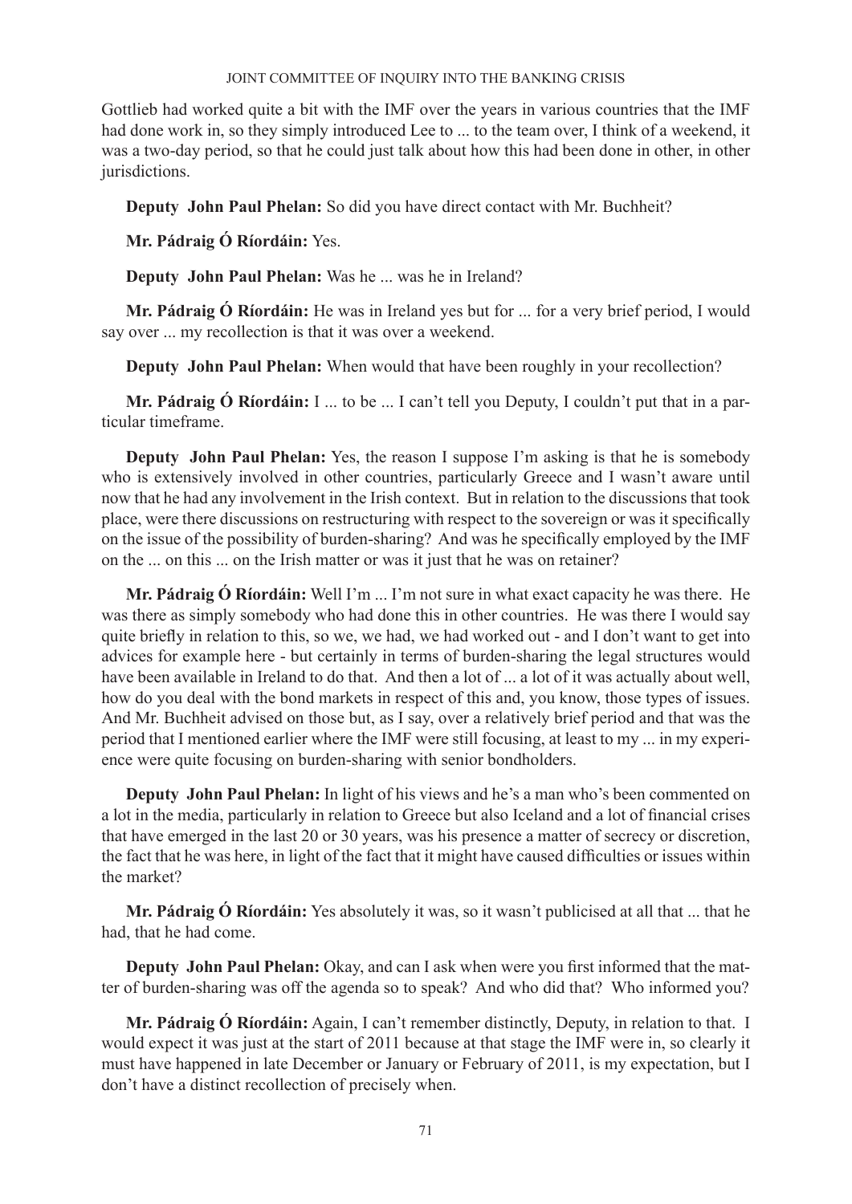Gottlieb had worked quite a bit with the IMF over the years in various countries that the IMF had done work in, so they simply introduced Lee to ... to the team over, I think of a weekend, it was a two-day period, so that he could just talk about how this had been done in other, in other jurisdictions.

**Deputy John Paul Phelan:** So did you have direct contact with Mr. Buchheit?

**Mr. Pádraig Ó Ríordáin:** Yes.

**Deputy John Paul Phelan:** Was he ... was he in Ireland?

**Mr. Pádraig Ó Ríordáin:** He was in Ireland yes but for ... for a very brief period, I would say over ... my recollection is that it was over a weekend.

**Deputy John Paul Phelan:** When would that have been roughly in your recollection?

**Mr. Pádraig Ó Ríordáin:** I ... to be ... I can't tell you Deputy, I couldn't put that in a particular timeframe.

**Deputy John Paul Phelan:** Yes, the reason I suppose I'm asking is that he is somebody who is extensively involved in other countries, particularly Greece and I wasn't aware until now that he had any involvement in the Irish context. But in relation to the discussions that took place, were there discussions on restructuring with respect to the sovereign or was it specifically on the issue of the possibility of burden-sharing? And was he specifically employed by the IMF on the ... on this ... on the Irish matter or was it just that he was on retainer?

**Mr. Pádraig Ó Ríordáin:** Well I'm ... I'm not sure in what exact capacity he was there. He was there as simply somebody who had done this in other countries. He was there I would say quite briefly in relation to this, so we, we had, we had worked out - and I don't want to get into advices for example here - but certainly in terms of burden-sharing the legal structures would have been available in Ireland to do that. And then a lot of ... a lot of it was actually about well, how do you deal with the bond markets in respect of this and, you know, those types of issues. And Mr. Buchheit advised on those but, as I say, over a relatively brief period and that was the period that I mentioned earlier where the IMF were still focusing, at least to my ... in my experience were quite focusing on burden-sharing with senior bondholders.

**Deputy John Paul Phelan:** In light of his views and he's a man who's been commented on a lot in the media, particularly in relation to Greece but also Iceland and a lot of financial crises that have emerged in the last 20 or 30 years, was his presence a matter of secrecy or discretion, the fact that he was here, in light of the fact that it might have caused difficulties or issues within the market?

**Mr. Pádraig Ó Ríordáin:** Yes absolutely it was, so it wasn't publicised at all that ... that he had, that he had come.

**Deputy John Paul Phelan:** Okay, and can I ask when were you first informed that the matter of burden-sharing was off the agenda so to speak? And who did that? Who informed you?

**Mr. Pádraig Ó Ríordáin:** Again, I can't remember distinctly, Deputy, in relation to that. I would expect it was just at the start of 2011 because at that stage the IMF were in, so clearly it must have happened in late December or January or February of 2011, is my expectation, but I don't have a distinct recollection of precisely when.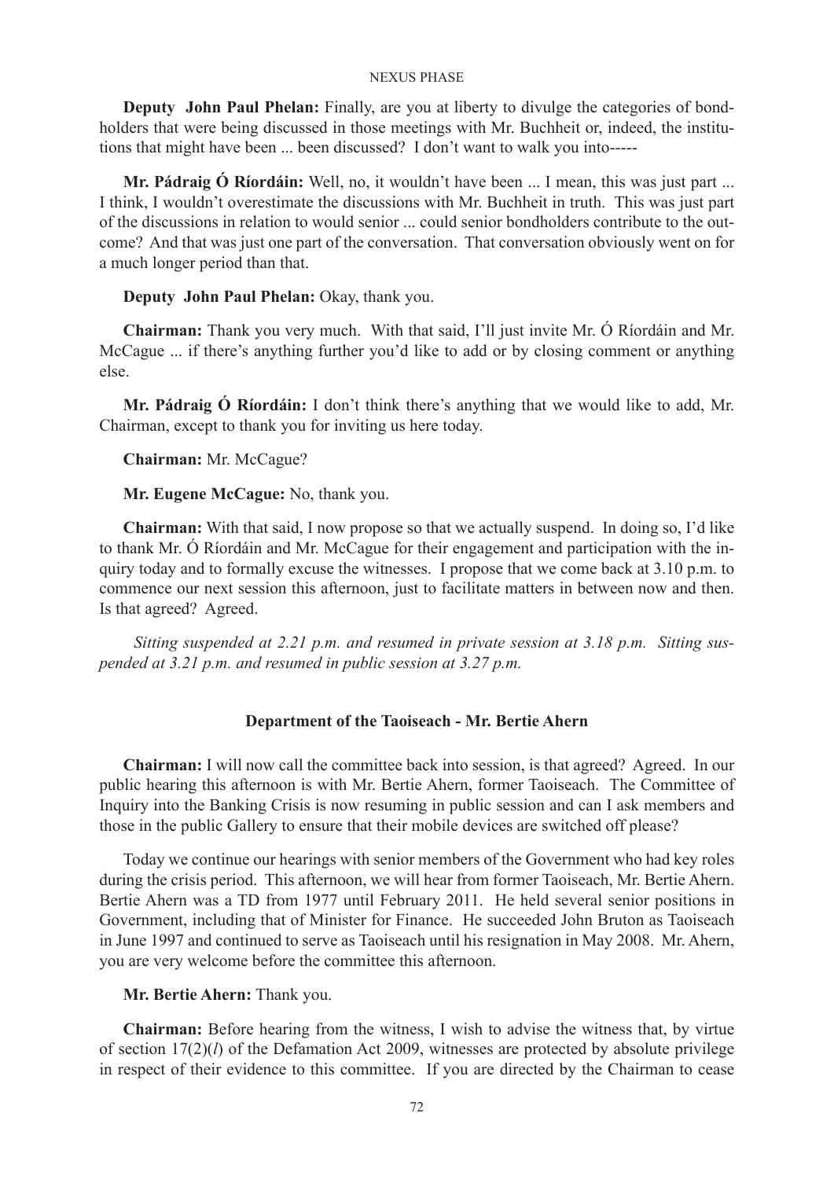**Deputy John Paul Phelan:** Finally, are you at liberty to divulge the categories of bondholders that were being discussed in those meetings with Mr. Buchheit or, indeed, the institutions that might have been ... been discussed? I don't want to walk you into-----

**Mr. Pádraig Ó Ríordáin:** Well, no, it wouldn't have been ... I mean, this was just part ... I think, I wouldn't overestimate the discussions with Mr. Buchheit in truth. This was just part of the discussions in relation to would senior ... could senior bondholders contribute to the outcome? And that was just one part of the conversation. That conversation obviously went on for a much longer period than that.

**Deputy John Paul Phelan:** Okay, thank you.

**Chairman:** Thank you very much. With that said, I'll just invite Mr. Ó Ríordáin and Mr. McCague ... if there's anything further you'd like to add or by closing comment or anything else.

**Mr. Pádraig Ó Ríordáin:** I don't think there's anything that we would like to add, Mr. Chairman, except to thank you for inviting us here today.

**Chairman:** Mr. McCague?

**Mr. Eugene McCague:** No, thank you.

**Chairman:** With that said, I now propose so that we actually suspend. In doing so, I'd like to thank Mr. Ó Ríordáin and Mr. McCague for their engagement and participation with the inquiry today and to formally excuse the witnesses. I propose that we come back at 3.10 p.m. to commence our next session this afternoon, just to facilitate matters in between now and then. Is that agreed? Agreed.

*Sitting suspended at 2.21 p.m. and resumed in private session at 3.18 p.m. Sitting suspended at 3.21 p.m. and resumed in public session at 3.27 p.m.*

## Department of the Taoiseach - Mr. Bertie Ahern

**Chairman:** I will now call the committee back into session, is that agreed? Agreed. In our public hearing this afternoon is with Mr. Bertie Ahern, former Taoiseach. The Committee of Inquiry into the Banking Crisis is now resuming in public session and can I ask members and those in the public Gallery to ensure that their mobile devices are switched off please?

Today we continue our hearings with senior members of the Government who had key roles during the crisis period. This afternoon, we will hear from former Taoiseach, Mr. Bertie Ahern. Bertie Ahern was a TD from 1977 until February 2011. He held several senior positions in Government, including that of Minister for Finance. He succeeded John Bruton as Taoiseach in June 1997 and continued to serve as Taoiseach until his resignation in May 2008. Mr. Ahern, you are very welcome before the committee this afternoon.

**Mr. Bertie Ahern:** Thank you.

**Chairman:** Before hearing from the witness, I wish to advise the witness that, by virtue of section 17(2)(*l*) of the Defamation Act 2009, witnesses are protected by absolute privilege in respect of their evidence to this committee. If you are directed by the Chairman to cease